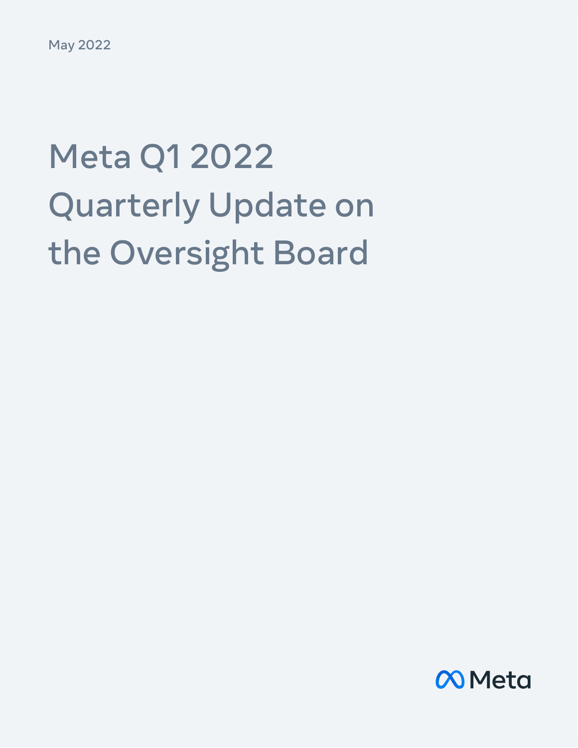May 2022

# Meta Q1 2022 Quarterly Update on the Oversight Board

Meta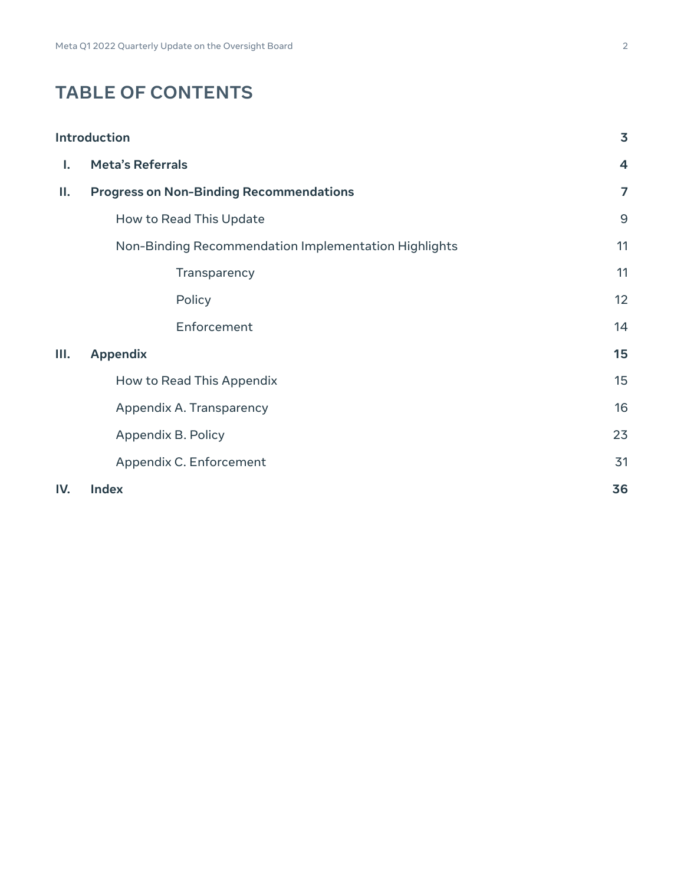# TABLE OF CONTENTS

| | | |
|---|---|---|
| **Introduction** | | **3** |
| **I.** | **Meta's Referrals** | **4** |
| **II.** | **Progress on Non-Binding Recommendations** | **7** |
| | How to Read This Update | 9 |
| | Non-Binding Recommendation Implementation Highlights | 11 |
| | Transparency | 11 |
| | Policy | 12 |
| | Enforcement | 14 |
| **III.** | **Appendix** | **15** |
| | How to Read This Appendix | 15 |
| | Appendix A. Transparency | 16 |
| | Appendix B. Policy | 23 |
| | Appendix C. Enforcement | 31 |
| **IV.** | **Index** | **36** |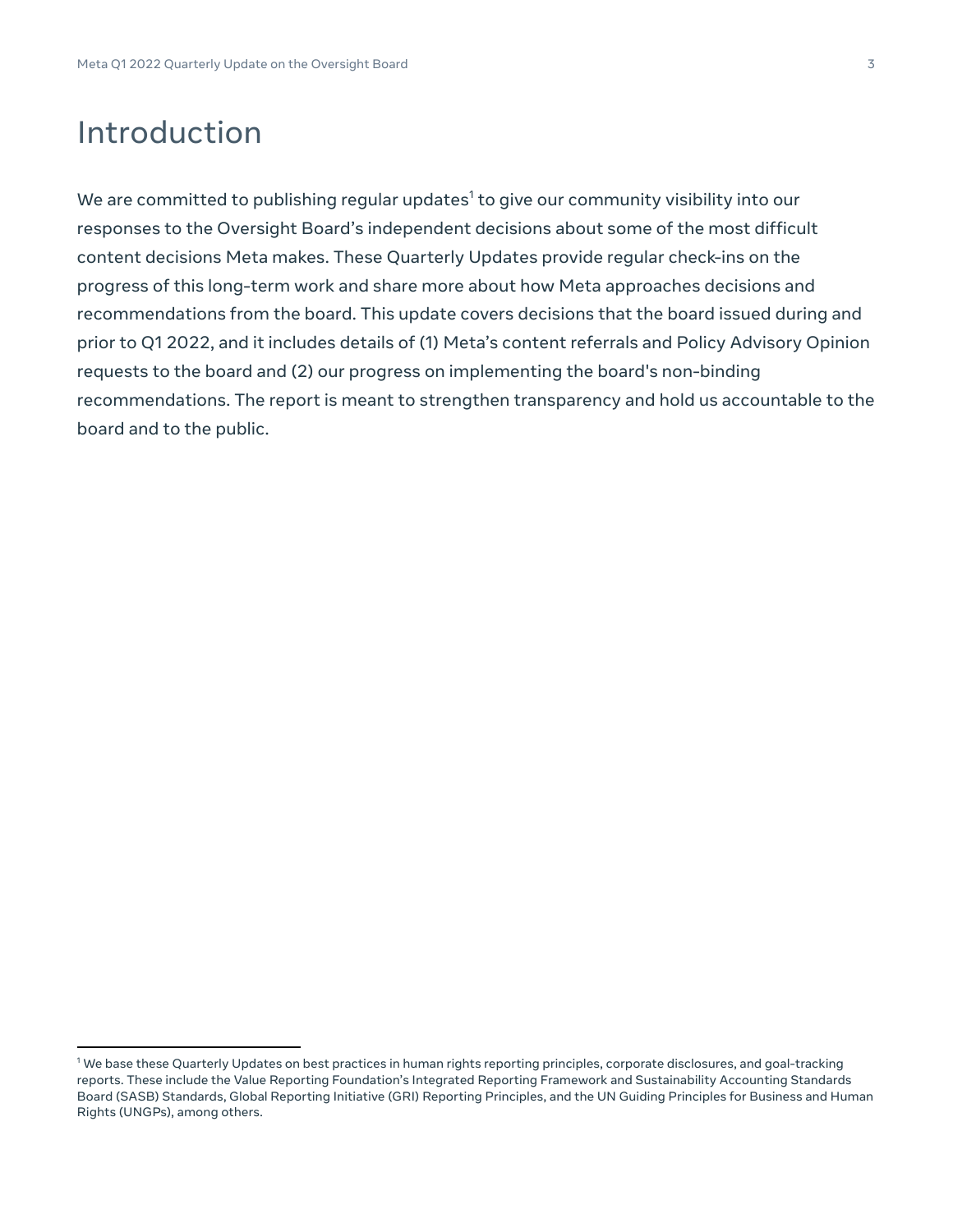# Introduction

We are committed to publishing regular updates[1] to give our community visibility into our responses to the Oversight Board's independent decisions about some of the most difficult content decisions Meta makes. These Quarterly Updates provide regular check-ins on the progress of this long-term work and share more about how Meta approaches decisions and recommendations from the board. This update covers decisions that the board issued during and prior to Q1 2022, and it includes details of (1) Meta's content referrals and Policy Advisory Opinion requests to the board and (2) our progress on implementing the board's non-binding recommendations. The report is meant to strengthen transparency and hold us accountable to the board and to the public.

[1] We base these Quarterly Updates on best practices in human rights reporting principles, corporate disclosures, and goal-tracking reports. These include the Value Reporting Foundation's Integrated Reporting Framework and Sustainability Accounting Standards Board (SASB) Standards, Global Reporting Initiative (GRI) Reporting Principles, and the UN Guiding Principles for Business and Human Rights (UNGPs), among others.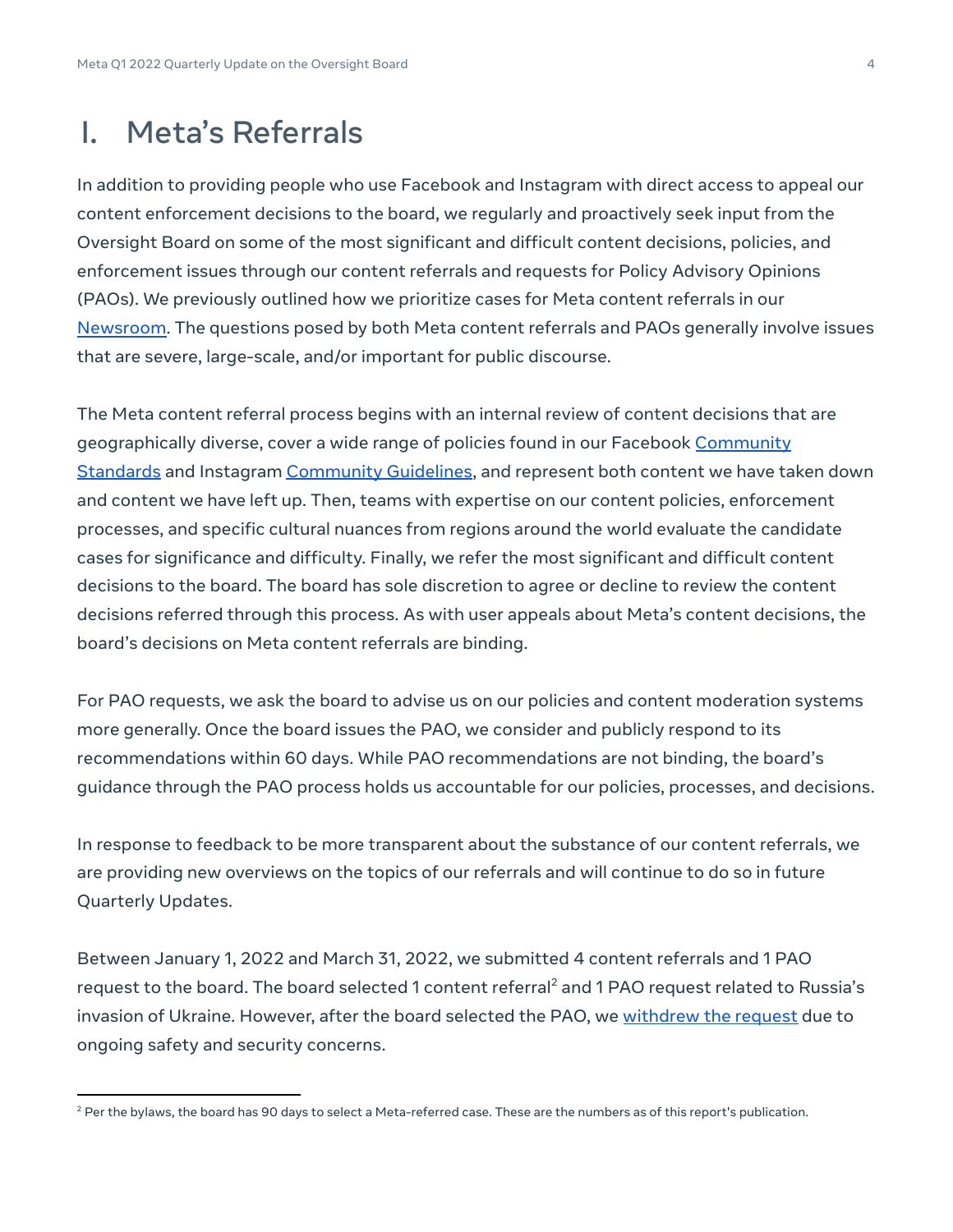# I. Meta's Referrals

In addition to providing people who use Facebook and Instagram with direct access to appeal our content enforcement decisions to the board, we regularly and proactively seek input from the Oversight Board on some of the most significant and difficult content decisions, policies, and enforcement issues through our content referrals and requests for Policy Advisory Opinions (PAOs). We previously outlined how we prioritize cases for Meta content referrals in our Newsroom. The questions posed by both Meta content referrals and PAOs generally involve issues that are severe, large-scale, and/or important for public discourse.

The Meta content referral process begins with an internal review of content decisions that are geographically diverse, cover a wide range of policies found in our Facebook Community Standards and Instagram Community Guidelines, and represent both content we have taken down and content we have left up. Then, teams with expertise on our content policies, enforcement processes, and specific cultural nuances from regions around the world evaluate the candidate cases for significance and difficulty. Finally, we refer the most significant and difficult content decisions to the board. The board has sole discretion to agree or decline to review the content decisions referred through this process. As with user appeals about Meta's content decisions, the board's decisions on Meta content referrals are binding.

For PAO requests, we ask the board to advise us on our policies and content moderation systems more generally. Once the board issues the PAO, we consider and publicly respond to its recommendations within 60 days. While PAO recommendations are not binding, the board's guidance through the PAO process holds us accountable for our policies, processes, and decisions.

In response to feedback to be more transparent about the substance of our content referrals, we are providing new overviews on the topics of our referrals and will continue to do so in future Quarterly Updates.

Between January 1, 2022 and March 31, 2022, we submitted 4 content referrals and 1 PAO request to the board. The board selected 1 content referral[2] and 1 PAO request related to Russia's invasion of Ukraine. However, after the board selected the PAO, we withdrew the request due to ongoing safety and security concerns.

---

[2] Per the bylaws, the board has 90 days to select a Meta-referred case. These are the numbers as of this report's publication.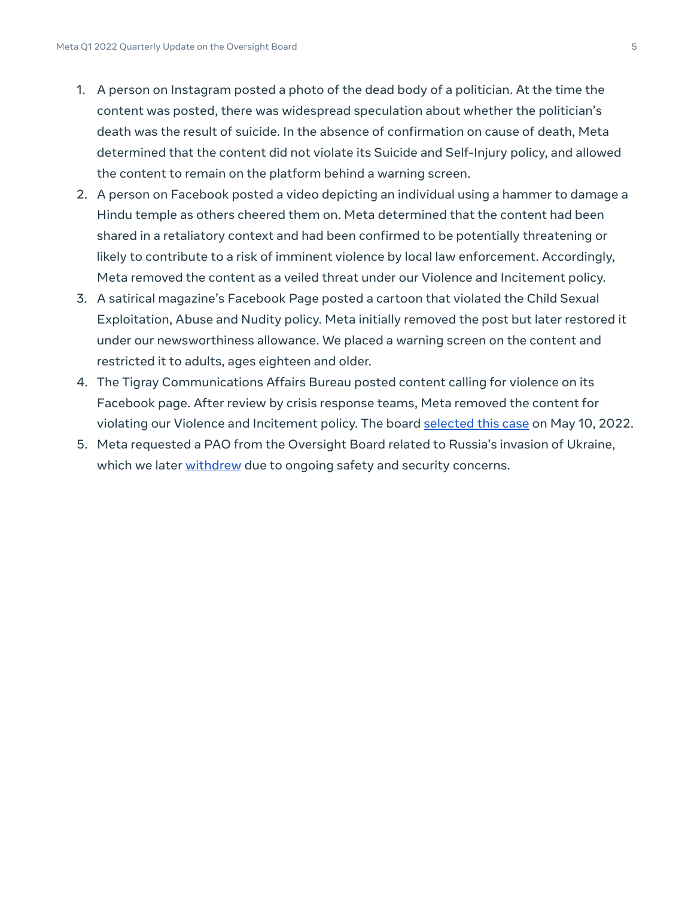1. A person on Instagram posted a photo of the dead body of a politician. At the time the content was posted, there was widespread speculation about whether the politician's death was the result of suicide. In the absence of confirmation on cause of death, Meta determined that the content did not violate its Suicide and Self-Injury policy, and allowed the content to remain on the platform behind a warning screen.
2. A person on Facebook posted a video depicting an individual using a hammer to damage a Hindu temple as others cheered them on. Meta determined that the content had been shared in a retaliatory context and had been confirmed to be potentially threatening or likely to contribute to a risk of imminent violence by local law enforcement. Accordingly, Meta removed the content as a veiled threat under our Violence and Incitement policy.
3. A satirical magazine's Facebook Page posted a cartoon that violated the Child Sexual Exploitation, Abuse and Nudity policy. Meta initially removed the post but later restored it under our newsworthiness allowance. We placed a warning screen on the content and restricted it to adults, ages eighteen and older.
4. The Tigray Communications Affairs Bureau posted content calling for violence on its Facebook page. After review by crisis response teams, Meta removed the content for violating our Violence and Incitement policy. The board selected this case on May 10, 2022.
5. Meta requested a PAO from the Oversight Board related to Russia's invasion of Ukraine, which we later withdrew due to ongoing safety and security concerns.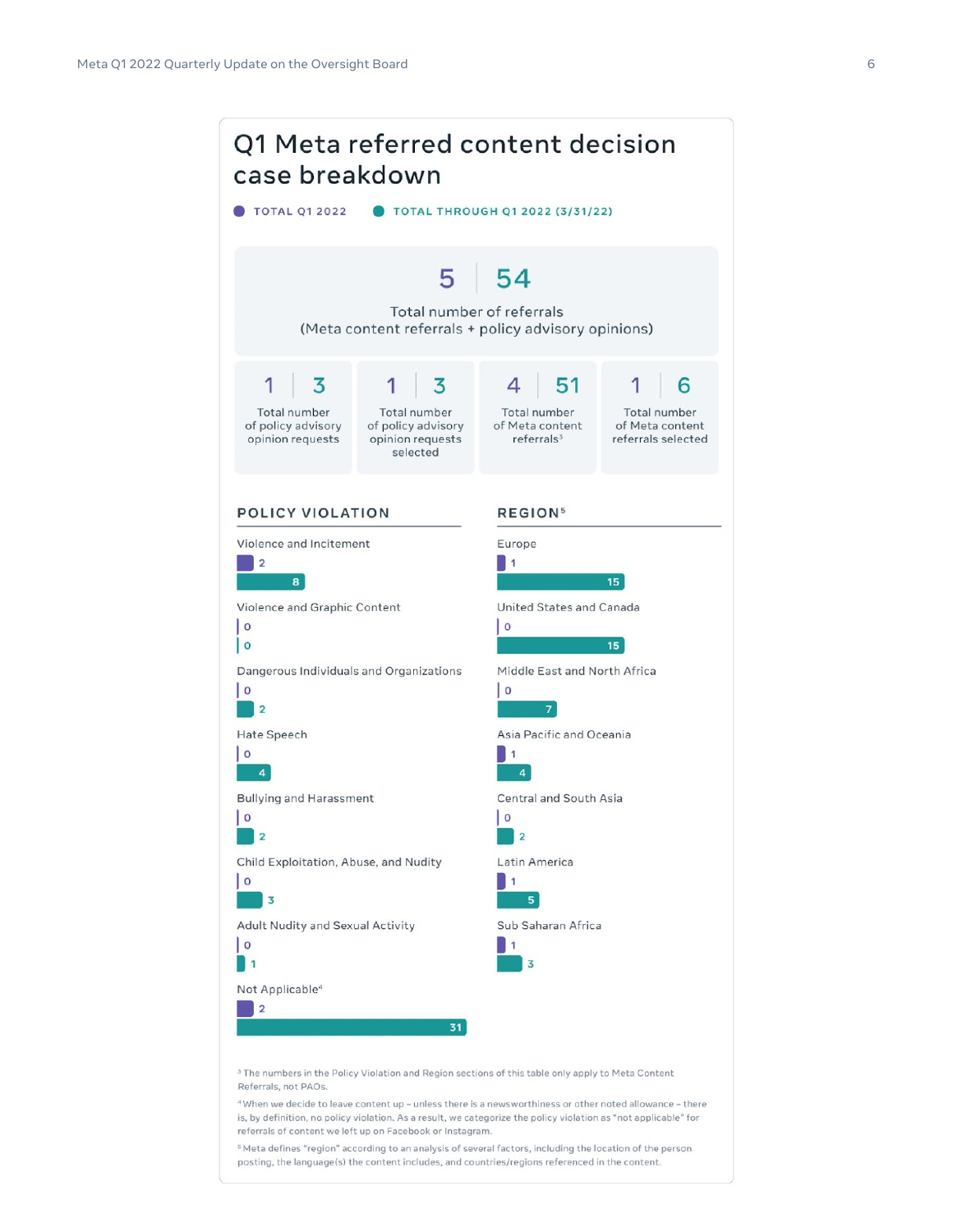# Q1 Meta referred content decision case breakdown

● TOTAL Q1 2022 ● TOTAL THROUGH Q1 2022 (3/31/22)

| | Total Q1 2022 | Total through Q1 2022 (3/31/22) |
|---|---|---|
| Total number of referrals (Meta content referrals + policy advisory opinions) | 5 | 54 |
| Total number of policy advisory opinion requests | 1 | 3 |
| Total number of policy advisory opinion requests selected | 1 | 3 |
| Total number of Meta content referrals[3] | 4 | 51 |
| Total number of Meta content referrals selected | 1 | 6 |

## POLICY VIOLATION

| Policy Violation | Total Q1 2022 | Total through Q1 2022 (3/31/22) |
|---|---|---|
| Violence and Incitement | 2 | 8 |
| Violence and Graphic Content | 0 | 0 |
| Dangerous Individuals and Organizations | 0 | 2 |
| Hate Speech | 0 | 4 |
| Bullying and Harassment | 0 | 2 |
| Child Exploitation, Abuse, and Nudity | 0 | 3 |
| Adult Nudity and Sexual Activity | 0 | 1 |
| Not Applicable[4] | 2 | 31 |

## REGION[5]

| Region | Total Q1 2022 | Total through Q1 2022 (3/31/22) |
|---|---|---|
| Europe | 1 | 15 |
| United States and Canada | 0 | 15 |
| Middle East and North Africa | 0 | 7 |
| Asia Pacific and Oceania | 1 | 4 |
| Central and South Asia | 0 | 2 |
| Latin America | 1 | 5 |
| Sub Saharan Africa | 1 | 3 |

[3] The numbers in the Policy Violation and Region sections of this table only apply to Meta Content Referrals, not PAOs.

[4] When we decide to leave content up – unless there is a newsworthiness or other noted allowance – there is, by definition, no policy violation. As a result, we categorize the policy violation as "not applicable" for referrals of content we left up on Facebook or Instagram.

[5] Meta defines "region" according to an analysis of several factors, including the location of the person posting, the language(s) the content includes, and countries/regions referenced in the content.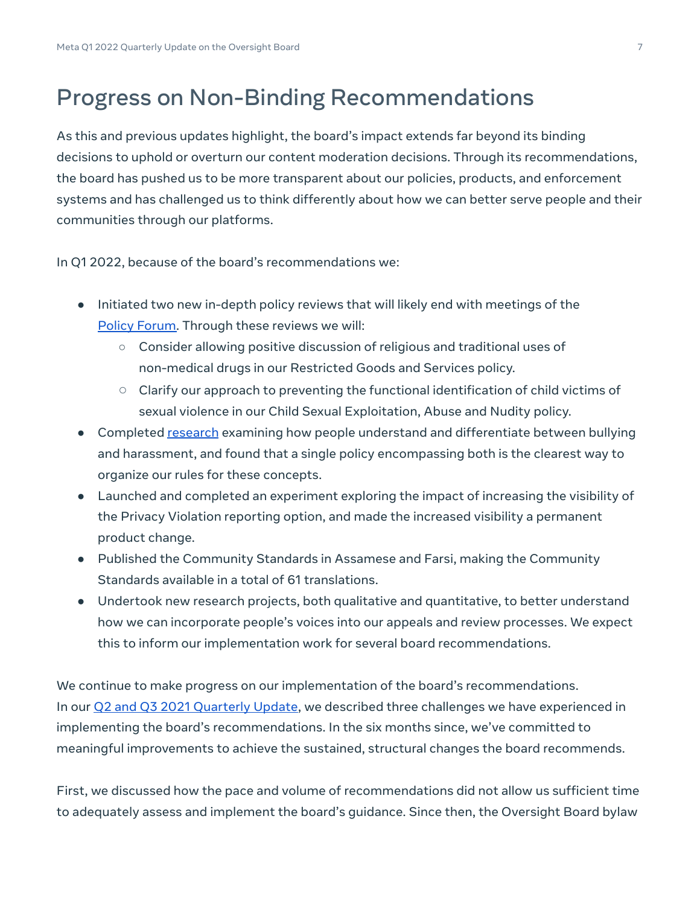# Progress on Non-Binding Recommendations

As this and previous updates highlight, the board's impact extends far beyond its binding decisions to uphold or overturn our content moderation decisions. Through its recommendations, the board has pushed us to be more transparent about our policies, products, and enforcement systems and has challenged us to think differently about how we can better serve people and their communities through our platforms.

In Q1 2022, because of the board's recommendations we:

- Initiated two new in-depth policy reviews that will likely end with meetings of the Policy Forum. Through these reviews we will:
  - Consider allowing positive discussion of religious and traditional uses of non-medical drugs in our Restricted Goods and Services policy.
  - Clarify our approach to preventing the functional identification of child victims of sexual violence in our Child Sexual Exploitation, Abuse and Nudity policy.
- Completed research examining how people understand and differentiate between bullying and harassment, and found that a single policy encompassing both is the clearest way to organize our rules for these concepts.
- Launched and completed an experiment exploring the impact of increasing the visibility of the Privacy Violation reporting option, and made the increased visibility a permanent product change.
- Published the Community Standards in Assamese and Farsi, making the Community Standards available in a total of 61 translations.
- Undertook new research projects, both qualitative and quantitative, to better understand how we can incorporate people's voices into our appeals and review processes. We expect this to inform our implementation work for several board recommendations.

We continue to make progress on our implementation of the board's recommendations. In our Q2 and Q3 2021 Quarterly Update, we described three challenges we have experienced in implementing the board's recommendations. In the six months since, we've committed to meaningful improvements to achieve the sustained, structural changes the board recommends.

First, we discussed how the pace and volume of recommendations did not allow us sufficient time to adequately assess and implement the board's guidance. Since then, the Oversight Board bylaw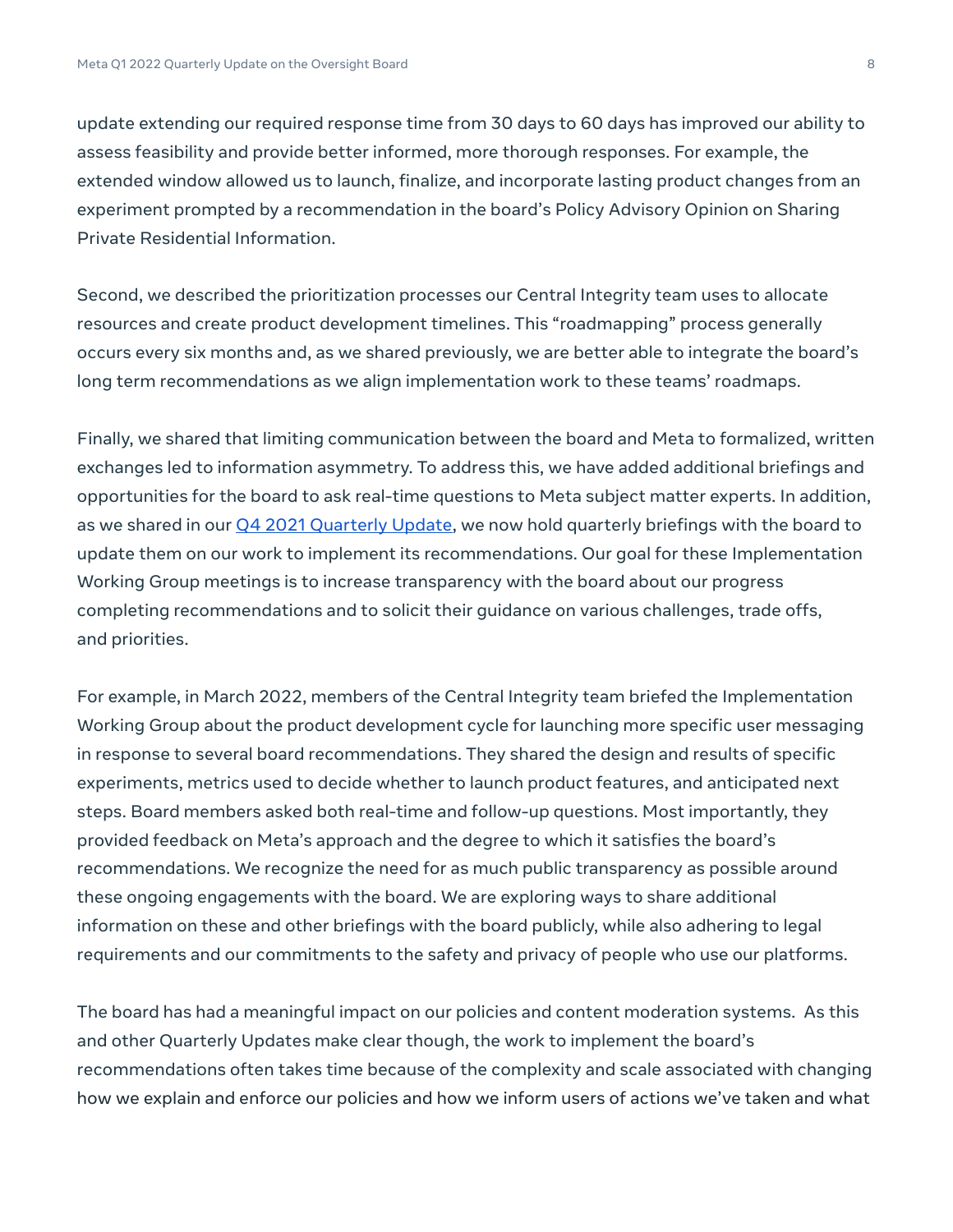update extending our required response time from 30 days to 60 days has improved our ability to assess feasibility and provide better informed, more thorough responses. For example, the extended window allowed us to launch, finalize, and incorporate lasting product changes from an experiment prompted by a recommendation in the board's Policy Advisory Opinion on Sharing Private Residential Information.

Second, we described the prioritization processes our Central Integrity team uses to allocate resources and create product development timelines. This "roadmapping" process generally occurs every six months and, as we shared previously, we are better able to integrate the board's long term recommendations as we align implementation work to these teams' roadmaps.

Finally, we shared that limiting communication between the board and Meta to formalized, written exchanges led to information asymmetry. To address this, we have added additional briefings and opportunities for the board to ask real-time questions to Meta subject matter experts. In addition, as we shared in our Q4 2021 Quarterly Update, we now hold quarterly briefings with the board to update them on our work to implement its recommendations. Our goal for these Implementation Working Group meetings is to increase transparency with the board about our progress completing recommendations and to solicit their guidance on various challenges, trade offs, and priorities.

For example, in March 2022, members of the Central Integrity team briefed the Implementation Working Group about the product development cycle for launching more specific user messaging in response to several board recommendations. They shared the design and results of specific experiments, metrics used to decide whether to launch product features, and anticipated next steps. Board members asked both real-time and follow-up questions. Most importantly, they provided feedback on Meta's approach and the degree to which it satisfies the board's recommendations. We recognize the need for as much public transparency as possible around these ongoing engagements with the board. We are exploring ways to share additional information on these and other briefings with the board publicly, while also adhering to legal requirements and our commitments to the safety and privacy of people who use our platforms.

The board has had a meaningful impact on our policies and content moderation systems. As this and other Quarterly Updates make clear though, the work to implement the board's recommendations often takes time because of the complexity and scale associated with changing how we explain and enforce our policies and how we inform users of actions we've taken and what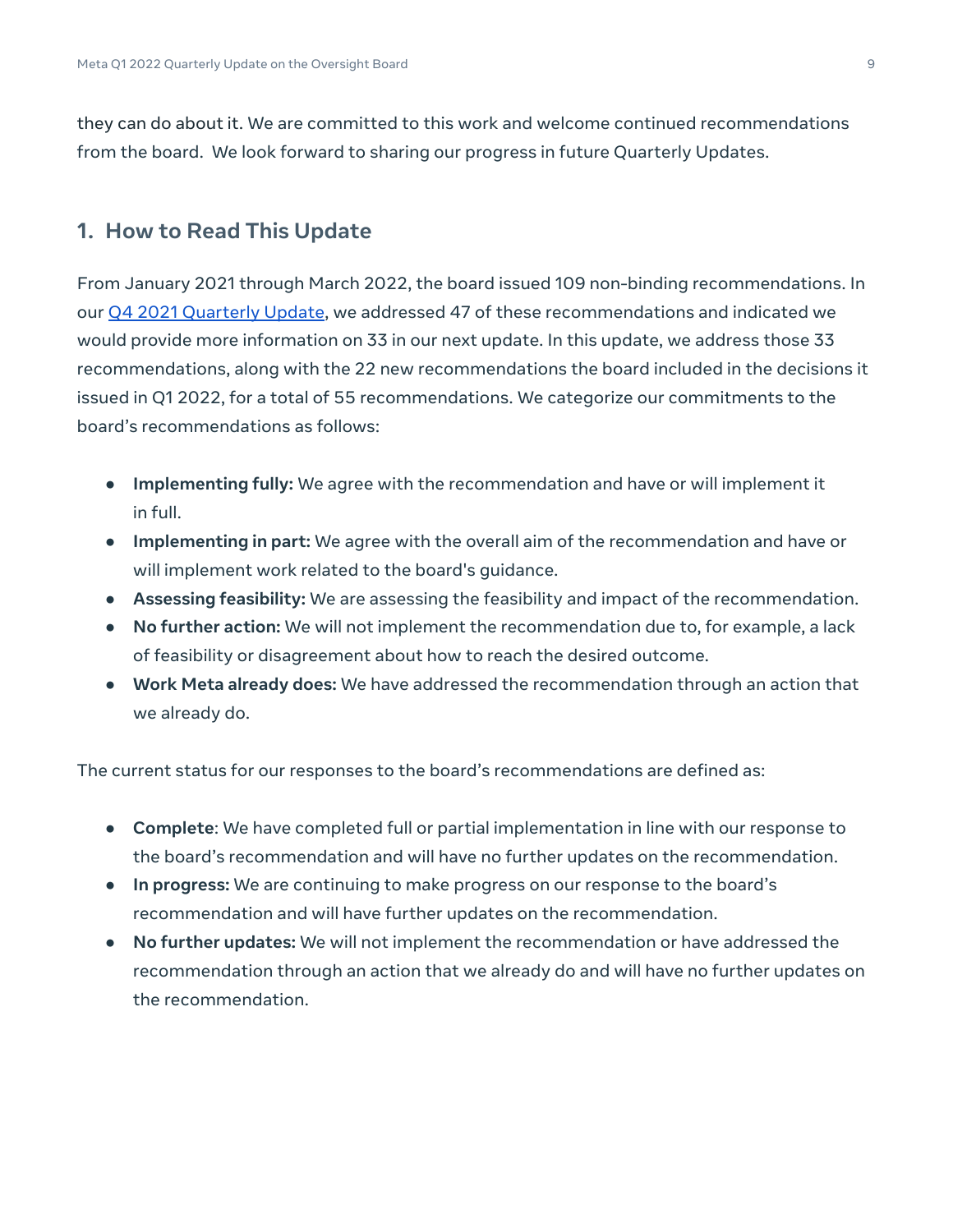they can do about it. We are committed to this work and welcome continued recommendations from the board. We look forward to sharing our progress in future Quarterly Updates.

## 1. How to Read This Update

From January 2021 through March 2022, the board issued 109 non-binding recommendations. In our Q4 2021 Quarterly Update, we addressed 47 of these recommendations and indicated we would provide more information on 33 in our next update. In this update, we address those 33 recommendations, along with the 22 new recommendations the board included in the decisions it issued in Q1 2022, for a total of 55 recommendations. We categorize our commitments to the board's recommendations as follows:

- **Implementing fully:** We agree with the recommendation and have or will implement it in full.
- **Implementing in part:** We agree with the overall aim of the recommendation and have or will implement work related to the board's guidance.
- **Assessing feasibility:** We are assessing the feasibility and impact of the recommendation.
- **No further action:** We will not implement the recommendation due to, for example, a lack of feasibility or disagreement about how to reach the desired outcome.
- **Work Meta already does:** We have addressed the recommendation through an action that we already do.

The current status for our responses to the board's recommendations are defined as:

- **Complete**: We have completed full or partial implementation in line with our response to the board's recommendation and will have no further updates on the recommendation.
- **In progress:** We are continuing to make progress on our response to the board's recommendation and will have further updates on the recommendation.
- **No further updates:** We will not implement the recommendation or have addressed the recommendation through an action that we already do and will have no further updates on the recommendation.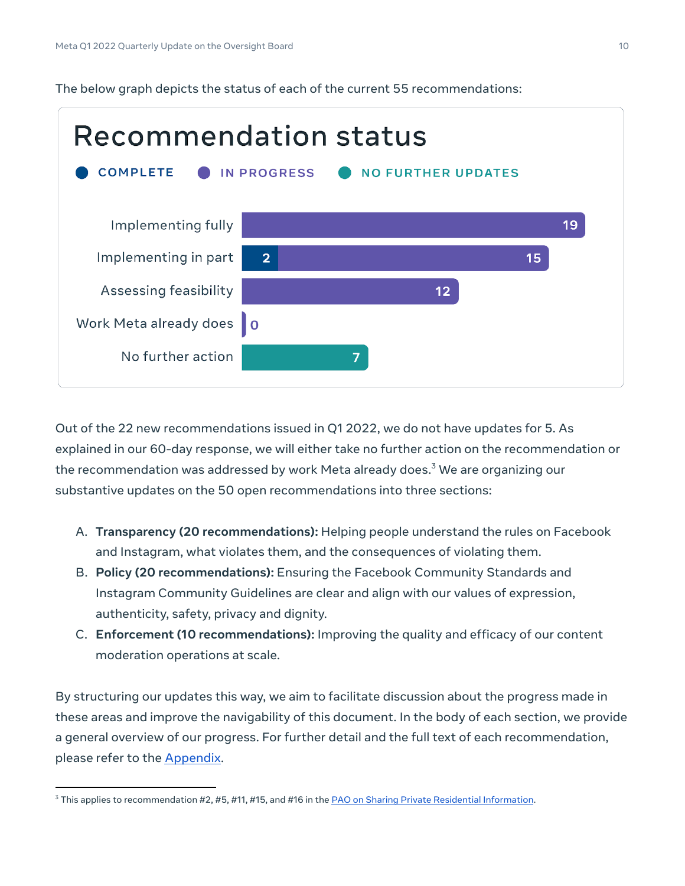The below graph depicts the status of each of the current 55 recommendations:

**Recommendation status**

COMPLETE · IN PROGRESS · NO FURTHER UPDATES

| Status | Complete | In progress | No further updates |
| --- | --- | --- | --- |
| Implementing fully | | 19 | |
| Implementing in part | 2 | 15 | |
| Assessing feasibility | | 12 | |
| Work Meta already does | | 0 | |
| No further action | | | 7 |

Out of the 22 new recommendations issued in Q1 2022, we do not have updates for 5. As explained in our 60-day response, we will either take no further action on the recommendation or the recommendation was addressed by work Meta already does.[3] We are organizing our substantive updates on the 50 open recommendations into three sections:

A. **Transparency (20 recommendations):** Helping people understand the rules on Facebook and Instagram, what violates them, and the consequences of violating them.
B. **Policy (20 recommendations):** Ensuring the Facebook Community Standards and Instagram Community Guidelines are clear and align with our values of expression, authenticity, safety, privacy and dignity.
C. **Enforcement (10 recommendations):** Improving the quality and efficacy of our content moderation operations at scale.

By structuring our updates this way, we aim to facilitate discussion about the progress made in these areas and improve the navigability of this document. In the body of each section, we provide a general overview of our progress. For further detail and the full text of each recommendation, please refer to the Appendix.

[3] This applies to recommendation #2, #5, #11, #15, and #16 in the PAO on Sharing Private Residential Information.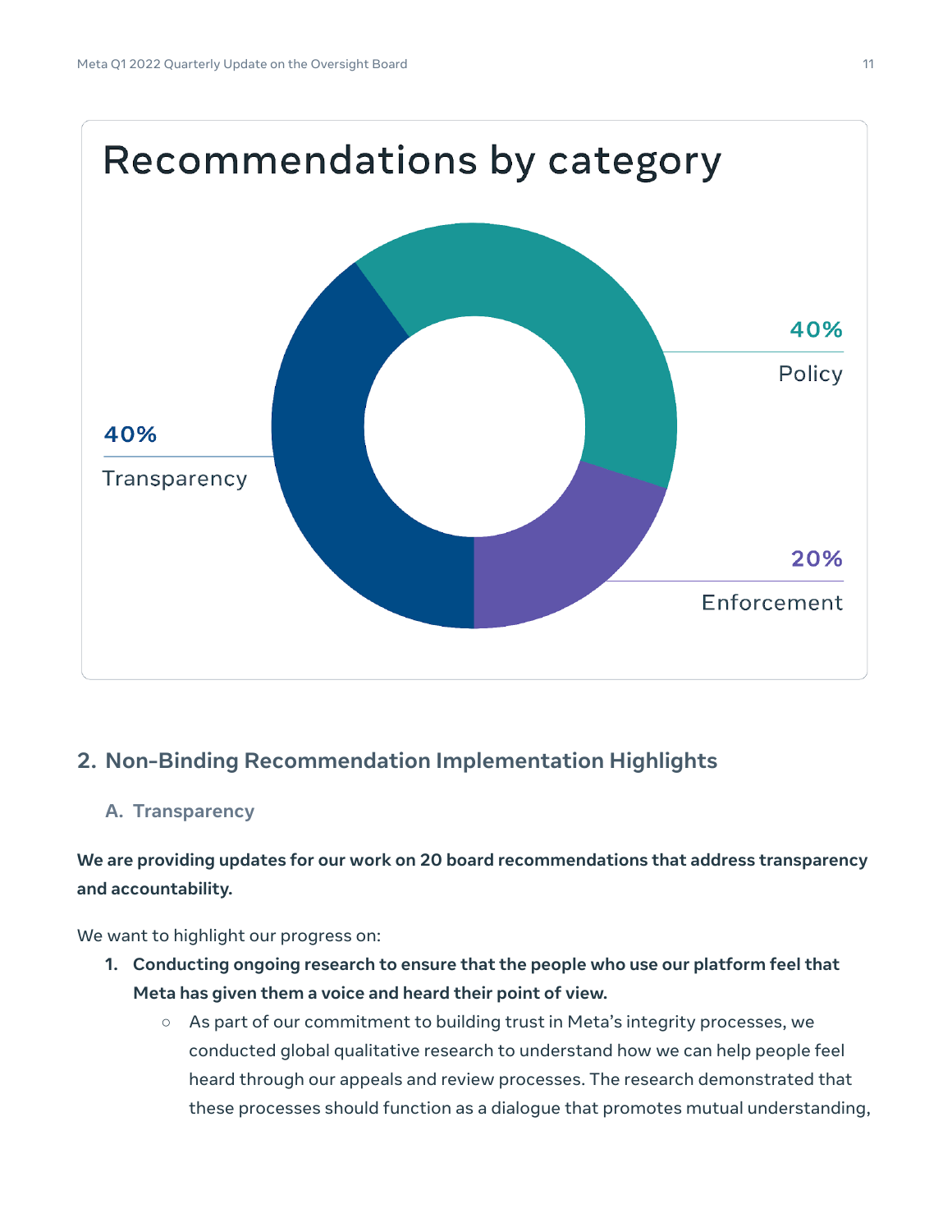## Recommendations by category

- 40% Policy
- 40% Transparency
- 20% Enforcement

## 2. Non-Binding Recommendation Implementation Highlights

### A. Transparency

**We are providing updates for our work on 20 board recommendations that address transparency and accountability.**

We want to highlight our progress on:

1. **Conducting ongoing research to ensure that the people who use our platform feel that Meta has given them a voice and heard their point of view.**
   - As part of our commitment to building trust in Meta's integrity processes, we conducted global qualitative research to understand how we can help people feel heard through our appeals and review processes. The research demonstrated that these processes should function as a dialogue that promotes mutual understanding,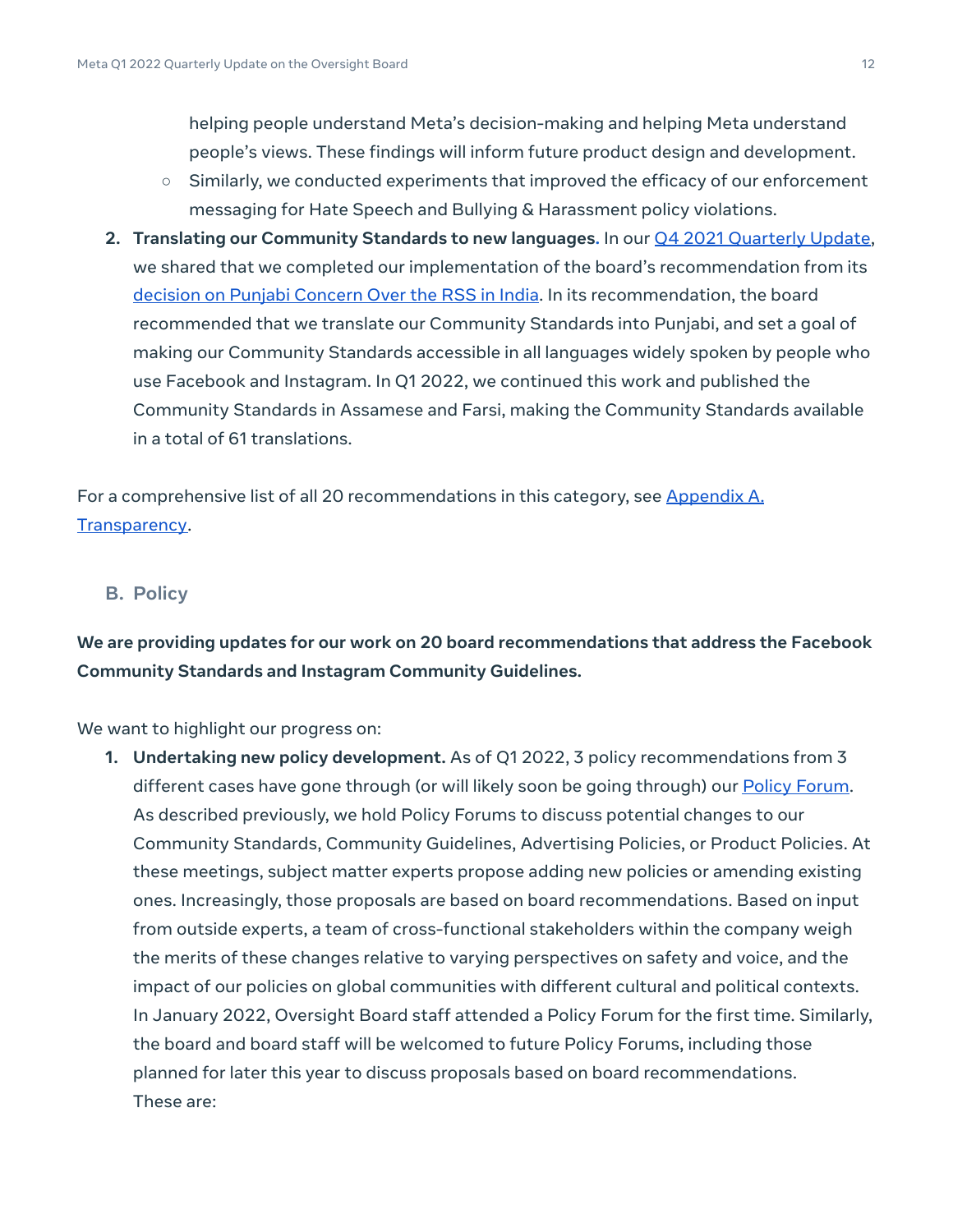helping people understand Meta's decision-making and helping Meta understand people's views. These findings will inform future product design and development.
  - Similarly, we conducted experiments that improved the efficacy of our enforcement messaging for Hate Speech and Bullying & Harassment policy violations.
2. **Translating our Community Standards to new languages.** In our Q4 2021 Quarterly Update, we shared that we completed our implementation of the board's recommendation from its decision on Punjabi Concern Over the RSS in India. In its recommendation, the board recommended that we translate our Community Standards into Punjabi, and set a goal of making our Community Standards accessible in all languages widely spoken by people who use Facebook and Instagram. In Q1 2022, we continued this work and published the Community Standards in Assamese and Farsi, making the Community Standards available in a total of 61 translations.

For a comprehensive list of all 20 recommendations in this category, see Appendix A. Transparency.

## B. Policy

**We are providing updates for our work on 20 board recommendations that address the Facebook Community Standards and Instagram Community Guidelines.**

We want to highlight our progress on:

1. **Undertaking new policy development.** As of Q1 2022, 3 policy recommendations from 3 different cases have gone through (or will likely soon be going through) our Policy Forum. As described previously, we hold Policy Forums to discuss potential changes to our Community Standards, Community Guidelines, Advertising Policies, or Product Policies. At these meetings, subject matter experts propose adding new policies or amending existing ones. Increasingly, those proposals are based on board recommendations. Based on input from outside experts, a team of cross-functional stakeholders within the company weigh the merits of these changes relative to varying perspectives on safety and voice, and the impact of our policies on global communities with different cultural and political contexts. In January 2022, Oversight Board staff attended a Policy Forum for the first time. Similarly, the board and board staff will be welcomed to future Policy Forums, including those planned for later this year to discuss proposals based on board recommendations. These are: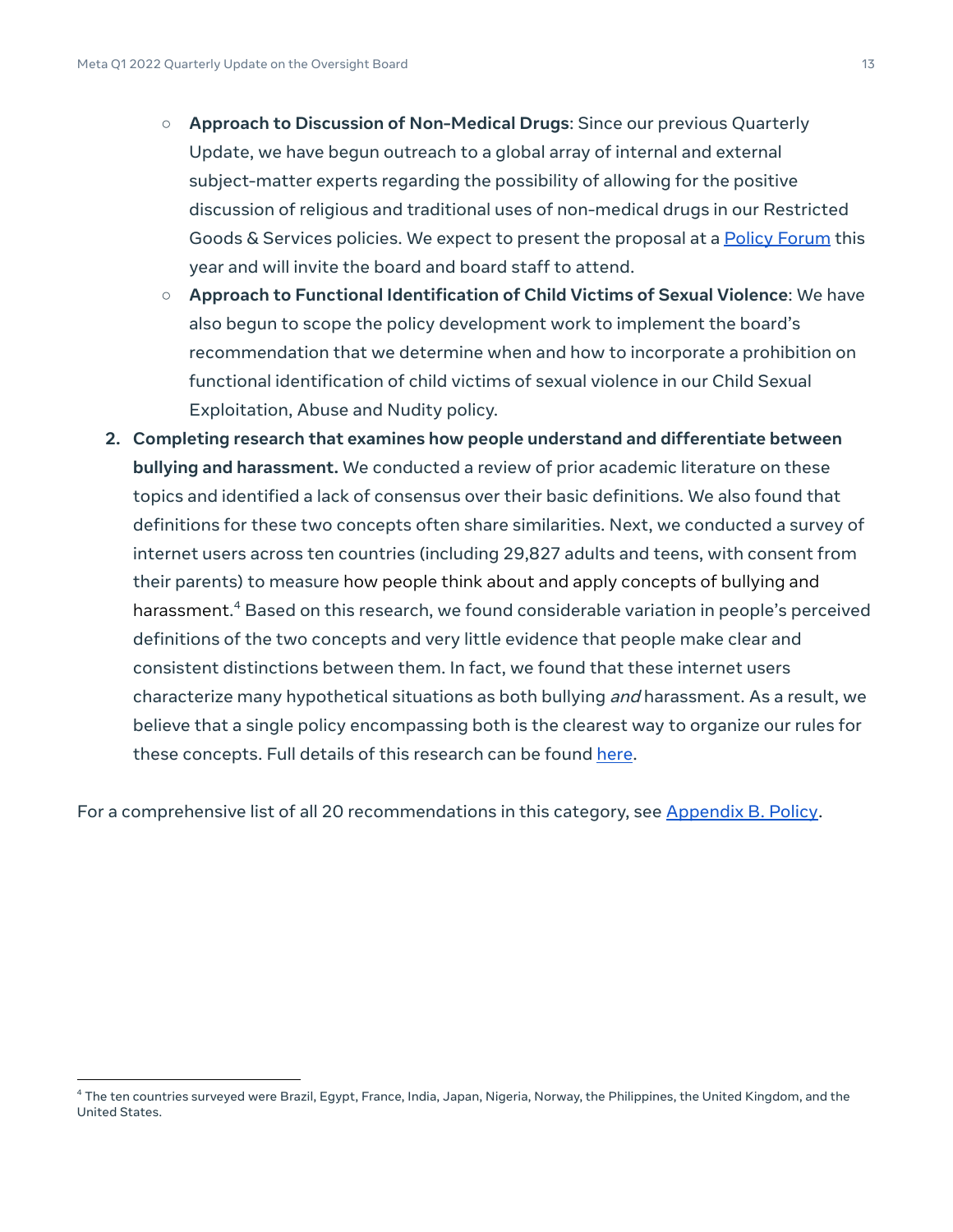- **Approach to Discussion of Non-Medical Drugs**: Since our previous Quarterly Update, we have begun outreach to a global array of internal and external subject-matter experts regarding the possibility of allowing for the positive discussion of religious and traditional uses of non-medical drugs in our Restricted Goods & Services policies. We expect to present the proposal at a [Policy Forum]() this year and will invite the board and board staff to attend.
   - **Approach to Functional Identification of Child Victims of Sexual Violence**: We have also begun to scope the policy development work to implement the board's recommendation that we determine when and how to incorporate a prohibition on functional identification of child victims of sexual violence in our Child Sexual Exploitation, Abuse and Nudity policy.

2. **Completing research that examines how people understand and differentiate between bullying and harassment.** We conducted a review of prior academic literature on these topics and identified a lack of consensus over their basic definitions. We also found that definitions for these two concepts often share similarities. Next, we conducted a survey of internet users across ten countries (including 29,827 adults and teens, with consent from their parents) to measure how people think about and apply concepts of bullying and harassment.[4] Based on this research, we found considerable variation in people's perceived definitions of the two concepts and very little evidence that people make clear and consistent distinctions between them. In fact, we found that these internet users characterize many hypothetical situations as both bullying *and* harassment. As a result, we believe that a single policy encompassing both is the clearest way to organize our rules for these concepts. Full details of this research can be found [here]().

For a comprehensive list of all 20 recommendations in this category, see [Appendix B. Policy]().

---

[4] The ten countries surveyed were Brazil, Egypt, France, India, Japan, Nigeria, Norway, the Philippines, the United Kingdom, and the United States.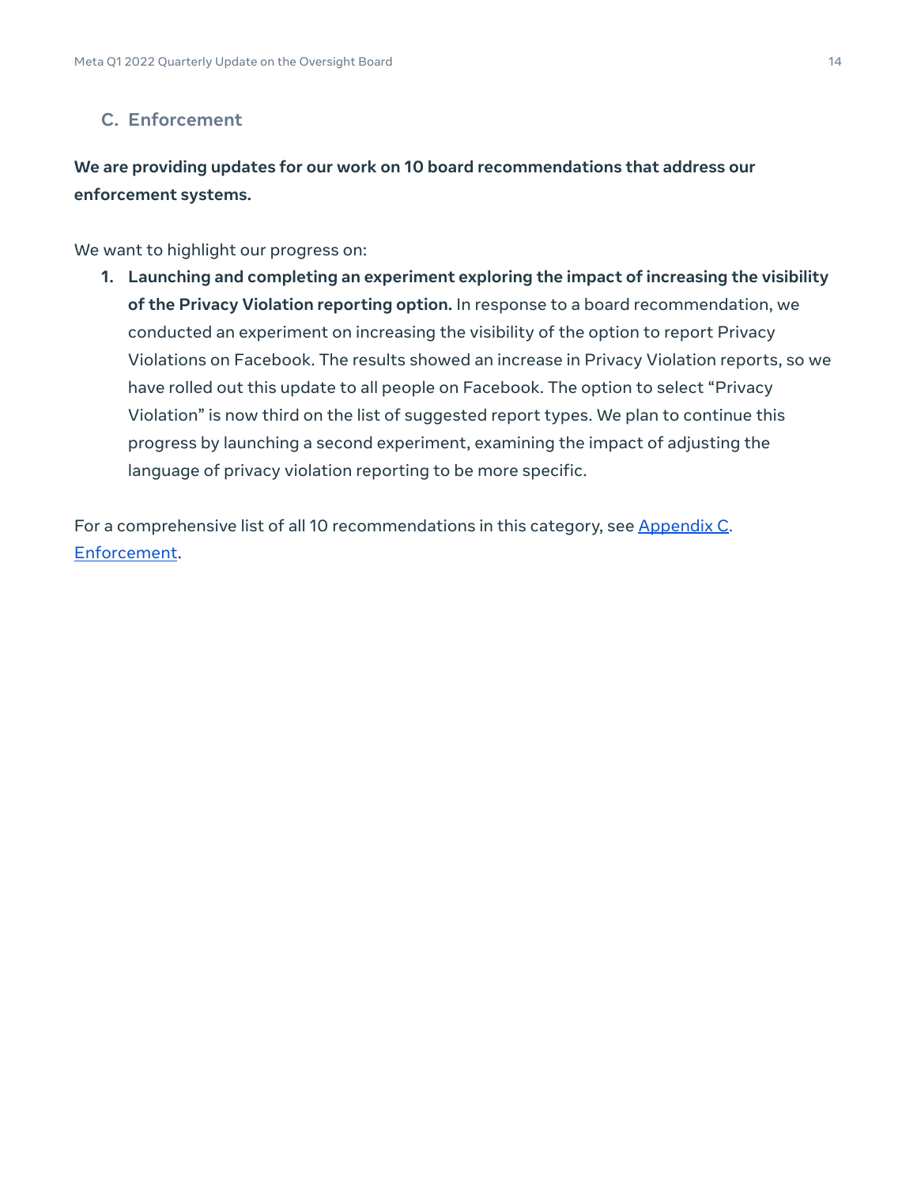### C. Enforcement

**We are providing updates for our work on 10 board recommendations that address our enforcement systems.**

We want to highlight our progress on:

1. **Launching and completing an experiment exploring the impact of increasing the visibility of the Privacy Violation reporting option.** In response to a board recommendation, we conducted an experiment on increasing the visibility of the option to report Privacy Violations on Facebook. The results showed an increase in Privacy Violation reports, so we have rolled out this update to all people on Facebook. The option to select "Privacy Violation" is now third on the list of suggested report types. We plan to continue this progress by launching a second experiment, examining the impact of adjusting the language of privacy violation reporting to be more specific.

For a comprehensive list of all 10 recommendations in this category, see Appendix C. Enforcement.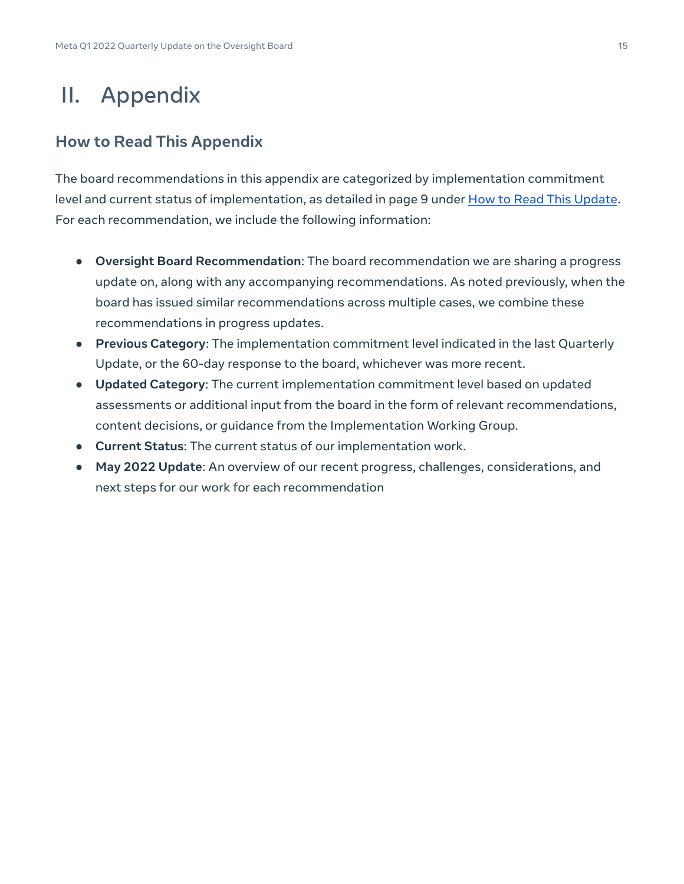# II. Appendix

## How to Read This Appendix

The board recommendations in this appendix are categorized by implementation commitment level and current status of implementation, as detailed in page 9 under How to Read This Update. For each recommendation, we include the following information:

- **Oversight Board Recommendation**: The board recommendation we are sharing a progress update on, along with any accompanying recommendations. As noted previously, when the board has issued similar recommendations across multiple cases, we combine these recommendations in progress updates.
- **Previous Category**: The implementation commitment level indicated in the last Quarterly Update, or the 60-day response to the board, whichever was more recent.
- **Updated Category**: The current implementation commitment level based on updated assessments or additional input from the board in the form of relevant recommendations, content decisions, or guidance from the Implementation Working Group.
- **Current Status**: The current status of our implementation work.
- **May 2022 Update**: An overview of our recent progress, challenges, considerations, and next steps for our work for each recommendation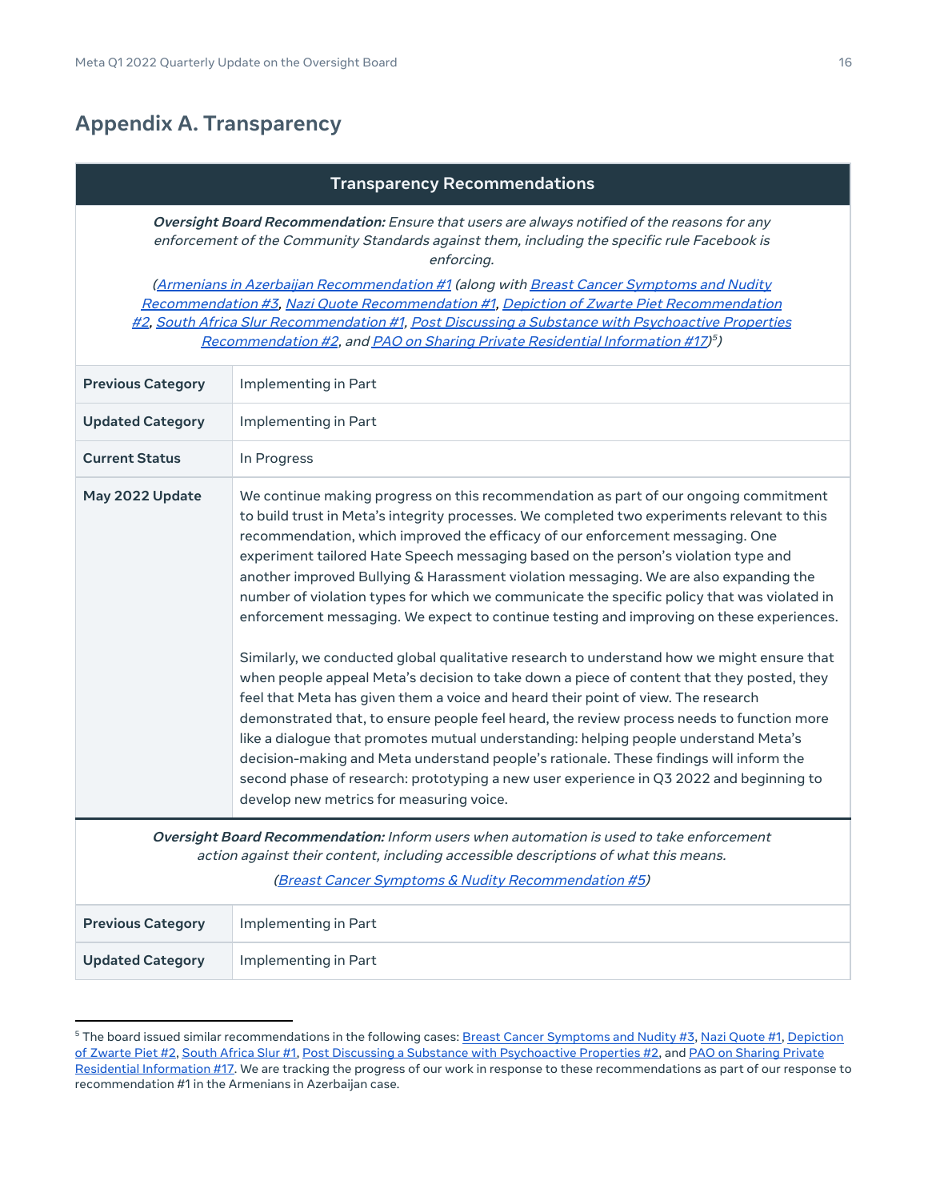## Appendix A. Transparency

| Transparency Recommendations | |
|---|---|
| ***Oversight Board Recommendation:*** *Ensure that users are always notified of the reasons for any enforcement of the Community Standards against them, including the specific rule Facebook is enforcing.* *(Armenians in Azerbaijan Recommendation #1 (along with Breast Cancer Symptoms and Nudity Recommendation #3, Nazi Quote Recommendation #1, Depiction of Zwarte Piet Recommendation #2, South Africa Slur Recommendation #1, Post Discussing a Substance with Psychoactive Properties Recommendation #2, and PAO on Sharing Private Residential Information #17)[5])* | |
| **Previous Category** | Implementing in Part |
| **Updated Category** | Implementing in Part |
| **Current Status** | In Progress |
| **May 2022 Update** | We continue making progress on this recommendation as part of our ongoing commitment to build trust in Meta's integrity processes. We completed two experiments relevant to this recommendation, which improved the efficacy of our enforcement messaging. One experiment tailored Hate Speech messaging based on the person's violation type and another improved Bullying & Harassment violation messaging. We are also expanding the number of violation types for which we communicate the specific policy that was violated in enforcement messaging. We expect to continue testing and improving on these experiences.<br><br>Similarly, we conducted global qualitative research to understand how we might ensure that when people appeal Meta's decision to take down a piece of content that they posted, they feel that Meta has given them a voice and heard their point of view. The research demonstrated that, to ensure people feel heard, the review process needs to function more like a dialogue that promotes mutual understanding: helping people understand Meta's decision-making and Meta understand people's rationale. These findings will inform the second phase of research: prototyping a new user experience in Q3 2022 and beginning to develop new metrics for measuring voice. |
| ***Oversight Board Recommendation:*** *Inform users when automation is used to take enforcement action against their content, including accessible descriptions of what this means.* *(Breast Cancer Symptoms & Nudity Recommendation #5)* | |
| **Previous Category** | Implementing in Part |
| **Updated Category** | Implementing in Part |

[5] The board issued similar recommendations in the following cases: Breast Cancer Symptoms and Nudity #3, Nazi Quote #1, Depiction of Zwarte Piet #2, South Africa Slur #1, Post Discussing a Substance with Psychoactive Properties #2, and PAO on Sharing Private Residential Information #17. We are tracking the progress of our work in response to these recommendations as part of our response to recommendation #1 in the Armenians in Azerbaijan case.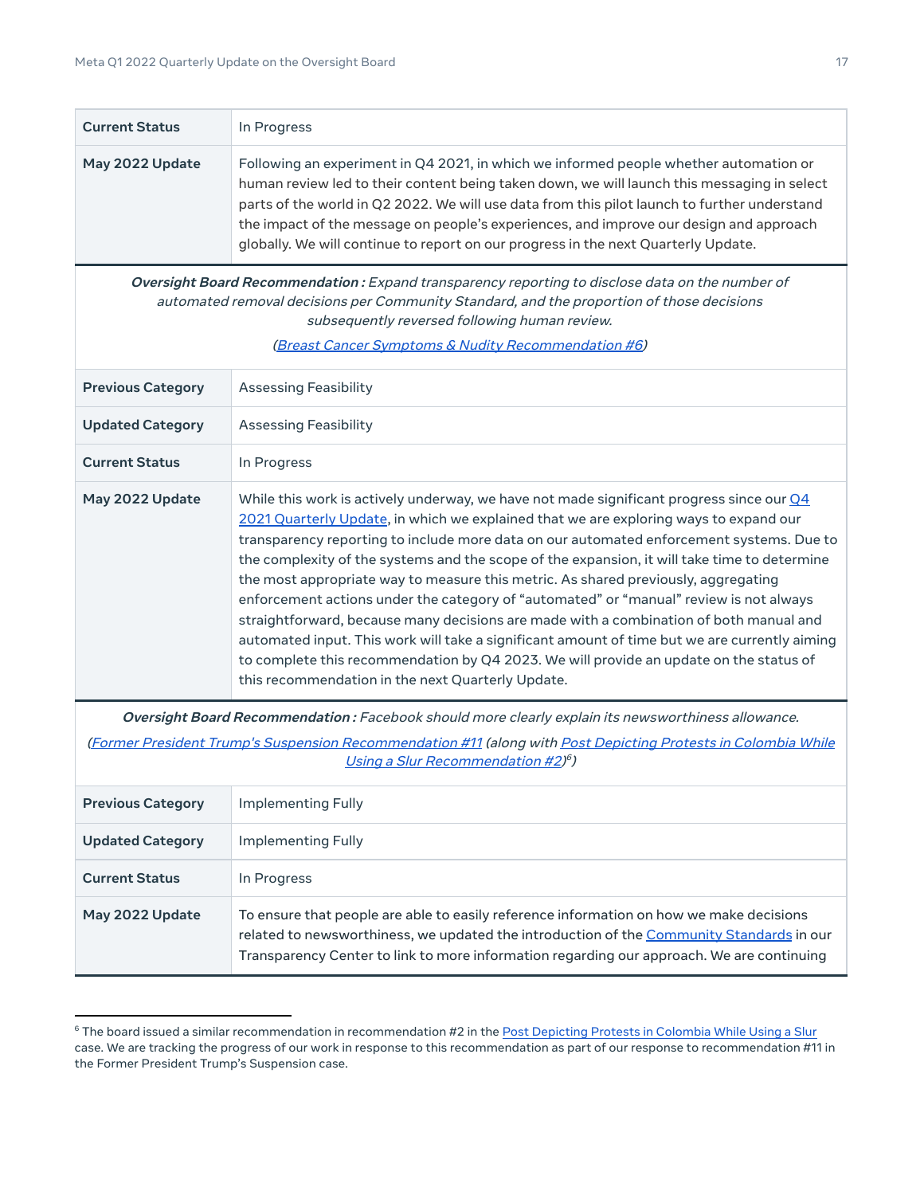| | |
|---|---|
| **Current Status** | In Progress |
| **May 2022 Update** | Following an experiment in Q4 2021, in which we informed people whether automation or human review led to their content being taken down, we will launch this messaging in select parts of the world in Q2 2022. We will use data from this pilot launch to further understand the impact of the message on people's experiences, and improve our design and approach globally. We will continue to report on our progress in the next Quarterly Update. |

***Oversight Board Recommendation :*** *Expand transparency reporting to disclose data on the number of automated removal decisions per Community Standard, and the proportion of those decisions subsequently reversed following human review.*

*(Breast Cancer Symptoms & Nudity Recommendation #6)*

| | |
|---|---|
| **Previous Category** | Assessing Feasibility |
| **Updated Category** | Assessing Feasibility |
| **Current Status** | In Progress |
| **May 2022 Update** | While this work is actively underway, we have not made significant progress since our Q4 2021 Quarterly Update, in which we explained that we are exploring ways to expand our transparency reporting to include more data on our automated enforcement systems. Due to the complexity of the systems and the scope of the expansion, it will take time to determine the most appropriate way to measure this metric. As shared previously, aggregating enforcement actions under the category of "automated" or "manual" review is not always straightforward, because many decisions are made with a combination of both manual and automated input. This work will take a significant amount of time but we are currently aiming to complete this recommendation by Q4 2023. We will provide an update on the status of this recommendation in the next Quarterly Update. |

***Oversight Board Recommendation :*** *Facebook should more clearly explain its newsworthiness allowance.*

*(Former President Trump's Suspension Recommendation #11 (along with Post Depicting Protests in Colombia While Using a Slur Recommendation #2)[6])*

| | |
|---|---|
| **Previous Category** | Implementing Fully |
| **Updated Category** | Implementing Fully |
| **Current Status** | In Progress |
| **May 2022 Update** | To ensure that people are able to easily reference information on how we make decisions related to newsworthiness, we updated the introduction of the Community Standards in our Transparency Center to link to more information regarding our approach. We are continuing |

[6] The board issued a similar recommendation in recommendation #2 in the Post Depicting Protests in Colombia While Using a Slur case. We are tracking the progress of our work in response to this recommendation as part of our response to recommendation #11 in the Former President Trump's Suspension case.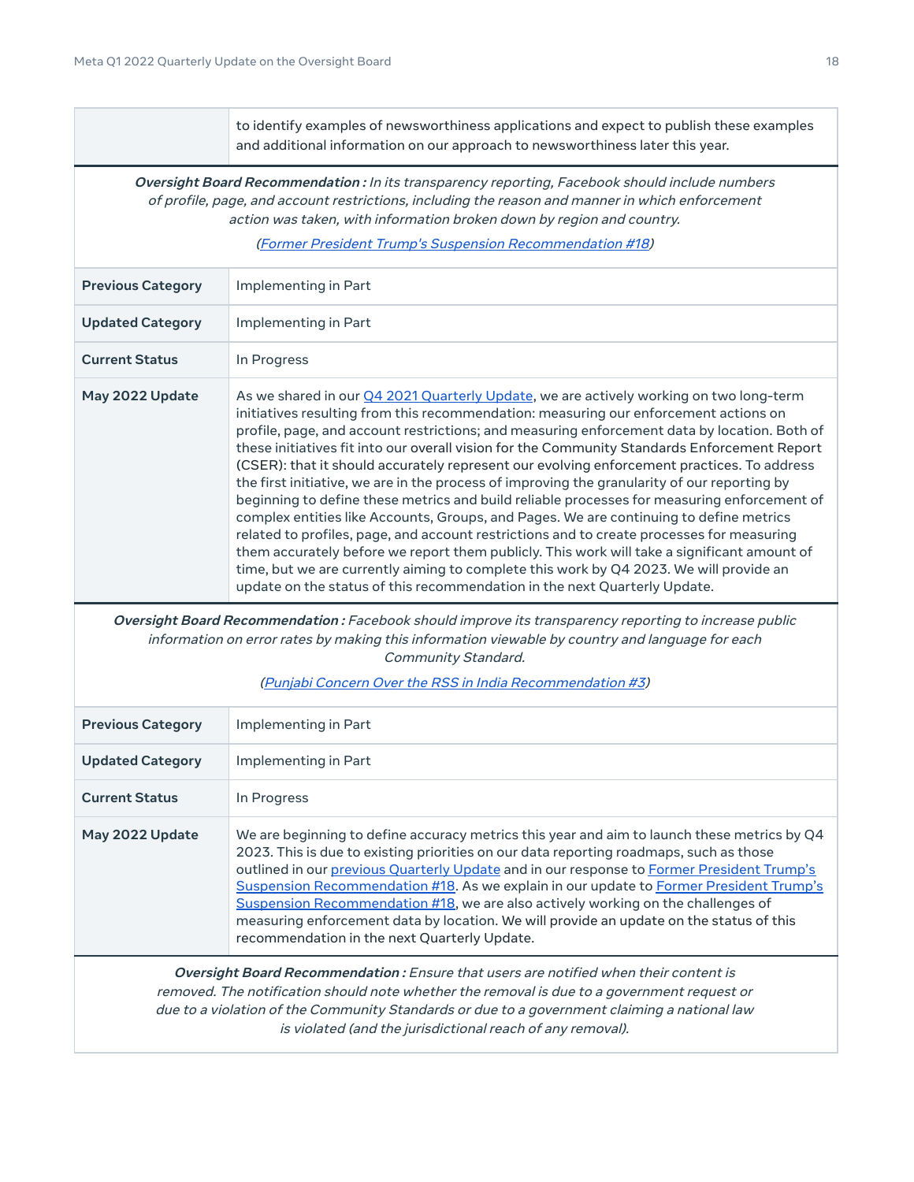| | |
|---|---|
| | to identify examples of newsworthiness applications and expect to publish these examples and additional information on our approach to newsworthiness later this year. |

***Oversight Board Recommendation :*** *In its transparency reporting, Facebook should include numbers of profile, page, and account restrictions, including the reason and manner in which enforcement action was taken, with information broken down by region and country.*

*(Former President Trump's Suspension Recommendation #18)*

| | |
|---|---|
| **Previous Category** | Implementing in Part |
| **Updated Category** | Implementing in Part |
| **Current Status** | In Progress |
| **May 2022 Update** | As we shared in our Q4 2021 Quarterly Update, we are actively working on two long-term initiatives resulting from this recommendation: measuring our enforcement actions on profile, page, and account restrictions; and measuring enforcement data by location. Both of these initiatives fit into our overall vision for the Community Standards Enforcement Report (CSER): that it should accurately represent our evolving enforcement practices. To address the first initiative, we are in the process of improving the granularity of our reporting by beginning to define these metrics and build reliable processes for measuring enforcement of complex entities like Accounts, Groups, and Pages. We are continuing to define metrics related to profiles, page, and account restrictions and to create processes for measuring them accurately before we report them publicly. This work will take a significant amount of time, but we are currently aiming to complete this work by Q4 2023. We will provide an update on the status of this recommendation in the next Quarterly Update. |

***Oversight Board Recommendation :*** *Facebook should improve its transparency reporting to increase public information on error rates by making this information viewable by country and language for each Community Standard.*

*(Punjabi Concern Over the RSS in India Recommendation #3)*

| | |
|---|---|
| **Previous Category** | Implementing in Part |
| **Updated Category** | Implementing in Part |
| **Current Status** | In Progress |
| **May 2022 Update** | We are beginning to define accuracy metrics this year and aim to launch these metrics by Q4 2023. This is due to existing priorities on our data reporting roadmaps, such as those outlined in our previous Quarterly Update and in our response to Former President Trump's Suspension Recommendation #18. As we explain in our update to Former President Trump's Suspension Recommendation #18, we are also actively working on the challenges of measuring enforcement data by location. We will provide an update on the status of this recommendation in the next Quarterly Update. |

***Oversight Board Recommendation :*** *Ensure that users are notified when their content is removed. The notification should note whether the removal is due to a government request or due to a violation of the Community Standards or due to a government claiming a national law is violated (and the jurisdictional reach of any removal).*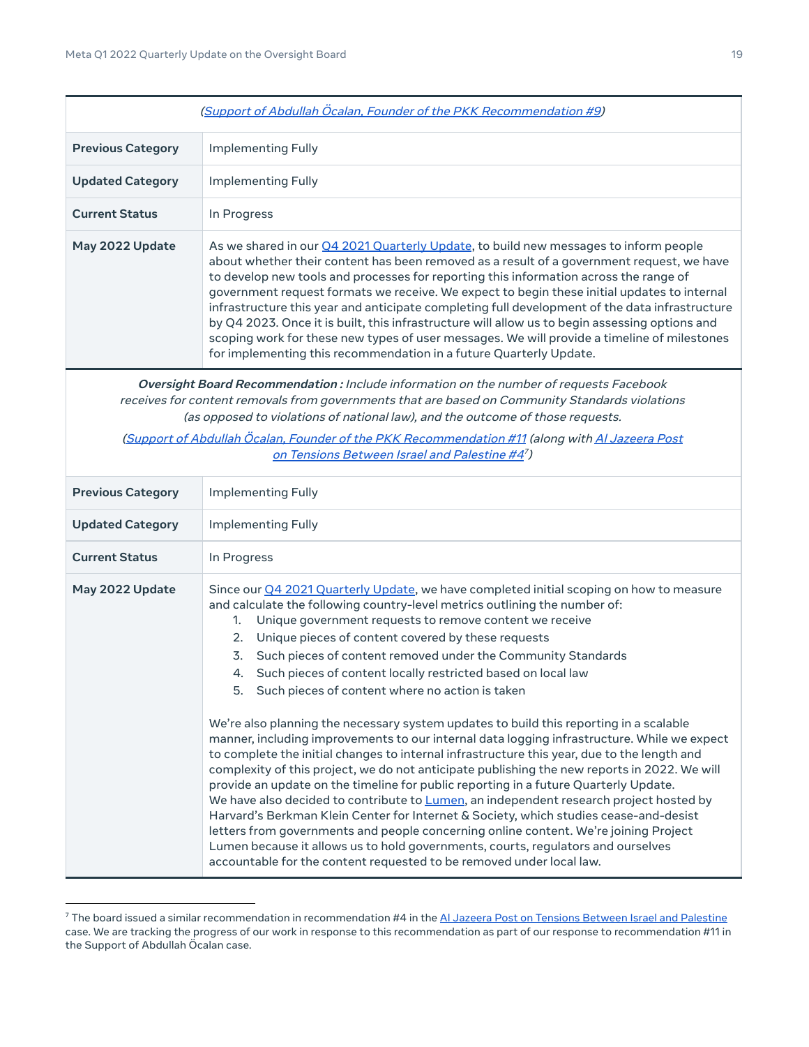| (Support of Abdullah Öcalan, Founder of the PKK Recommendation #9) | |
|---|---|
| **Previous Category** | Implementing Fully |
| **Updated Category** | Implementing Fully |
| **Current Status** | In Progress |
| **May 2022 Update** | As we shared in our Q4 2021 Quarterly Update, to build new messages to inform people about whether their content has been removed as a result of a government request, we have to develop new tools and processes for reporting this information across the range of government request formats we receive. We expect to begin these initial updates to internal infrastructure this year and anticipate completing full development of the data infrastructure by Q4 2023. Once it is built, this infrastructure will allow us to begin assessing options and scoping work for these new types of user messages. We will provide a timeline of milestones for implementing this recommendation in a future Quarterly Update. |

***Oversight Board Recommendation :*** *Include information on the number of requests Facebook receives for content removals from governments that are based on Community Standards violations (as opposed to violations of national law), and the outcome of those requests.*

*(Support of Abdullah Öcalan, Founder of the PKK Recommendation #11 (along with Al Jazeera Post on Tensions Between Israel and Palestine #4[7])*

| | |
|---|---|
| **Previous Category** | Implementing Fully |
| **Updated Category** | Implementing Fully |
| **Current Status** | In Progress |
| **May 2022 Update** | Since our Q4 2021 Quarterly Update, we have completed initial scoping on how to measure and calculate the following country-level metrics outlining the number of:<br>1. Unique government requests to remove content we receive<br>2. Unique pieces of content covered by these requests<br>3. Such pieces of content removed under the Community Standards<br>4. Such pieces of content locally restricted based on local law<br>5. Such pieces of content where no action is taken<br><br>We're also planning the necessary system updates to build this reporting in a scalable manner, including improvements to our internal data logging infrastructure. While we expect to complete the initial changes to internal infrastructure this year, due to the length and complexity of this project, we do not anticipate publishing the new reports in 2022. We will provide an update on the timeline for public reporting in a future Quarterly Update.<br>We have also decided to contribute to Lumen, an independent research project hosted by Harvard's Berkman Klein Center for Internet & Society, which studies cease-and-desist letters from governments and people concerning online content. We're joining Project Lumen because it allows us to hold governments, courts, regulators and ourselves accountable for the content requested to be removed under local law. |

[7] The board issued a similar recommendation in recommendation #4 in the Al Jazeera Post on Tensions Between Israel and Palestine case. We are tracking the progress of our work in response to this recommendation as part of our response to recommendation #11 in the Support of Abdullah Öcalan case.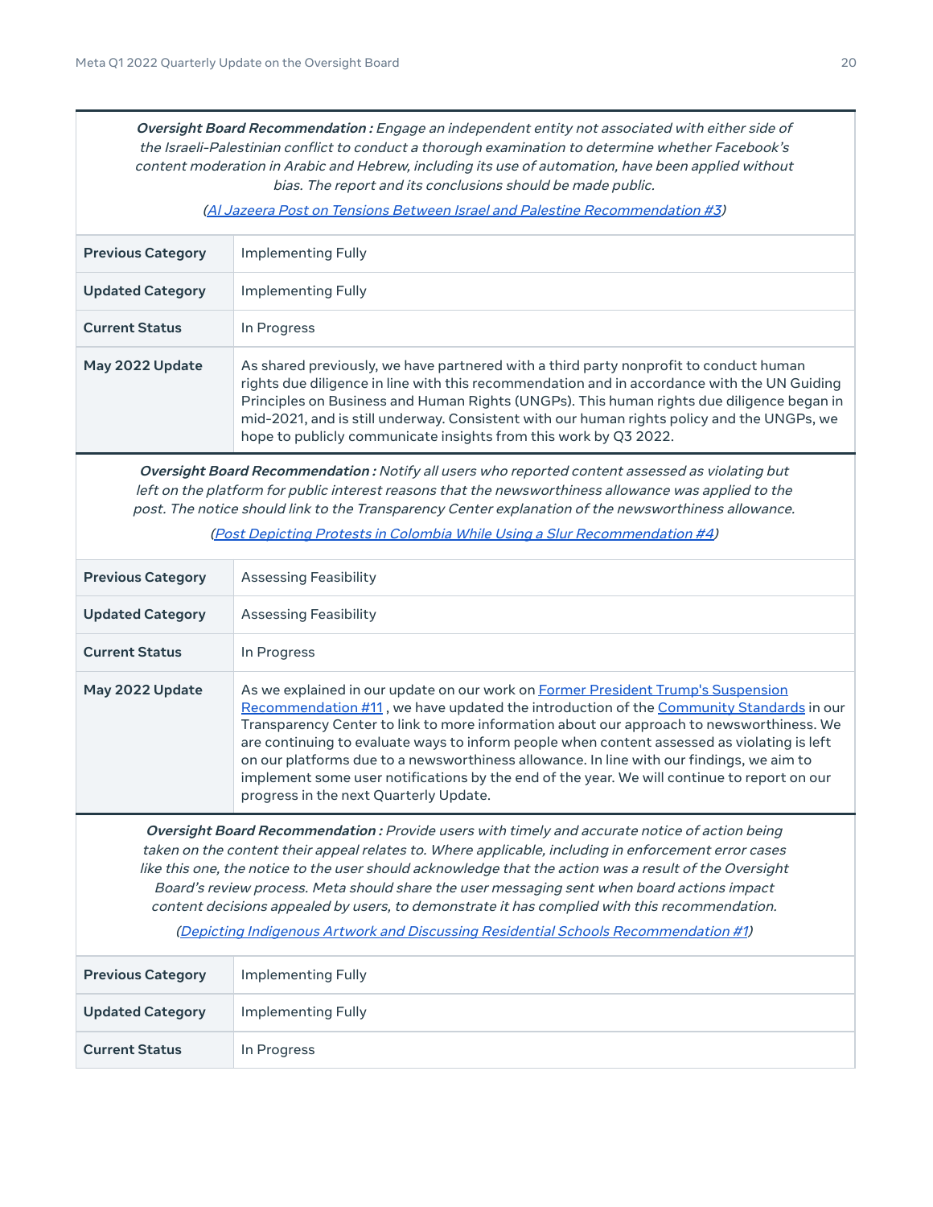*Oversight Board Recommendation : Engage an independent entity not associated with either side of the Israeli-Palestinian conflict to conduct a thorough examination to determine whether Facebook's content moderation in Arabic and Hebrew, including its use of automation, have been applied without bias. The report and its conclusions should be made public.*

*(Al Jazeera Post on Tensions Between Israel and Palestine Recommendation #3)*

| | |
|---|---|
| **Previous Category** | Implementing Fully |
| **Updated Category** | Implementing Fully |
| **Current Status** | In Progress |
| **May 2022 Update** | As shared previously, we have partnered with a third party nonprofit to conduct human rights due diligence in line with this recommendation and in accordance with the UN Guiding Principles on Business and Human Rights (UNGPs). This human rights due diligence began in mid-2021, and is still underway. Consistent with our human rights policy and the UNGPs, we hope to publicly communicate insights from this work by Q3 2022. |

*Oversight Board Recommendation : Notify all users who reported content assessed as violating but left on the platform for public interest reasons that the newsworthiness allowance was applied to the post. The notice should link to the Transparency Center explanation of the newsworthiness allowance.*

*(Post Depicting Protests in Colombia While Using a Slur Recommendation #4)*

| | |
|---|---|
| **Previous Category** | Assessing Feasibility |
| **Updated Category** | Assessing Feasibility |
| **Current Status** | In Progress |
| **May 2022 Update** | As we explained in our update on our work on Former President Trump's Suspension Recommendation #11 , we have updated the introduction of the Community Standards in our Transparency Center to link to more information about our approach to newsworthiness. We are continuing to evaluate ways to inform people when content assessed as violating is left on our platforms due to a newsworthiness allowance. In line with our findings, we aim to implement some user notifications by the end of the year. We will continue to report on our progress in the next Quarterly Update. |

*Oversight Board Recommendation : Provide users with timely and accurate notice of action being taken on the content their appeal relates to. Where applicable, including in enforcement error cases like this one, the notice to the user should acknowledge that the action was a result of the Oversight Board's review process. Meta should share the user messaging sent when board actions impact content decisions appealed by users, to demonstrate it has complied with this recommendation.*

*(Depicting Indigenous Artwork and Discussing Residential Schools Recommendation #1)*

| | |
|---|---|
| **Previous Category** | Implementing Fully |
| **Updated Category** | Implementing Fully |
| **Current Status** | In Progress |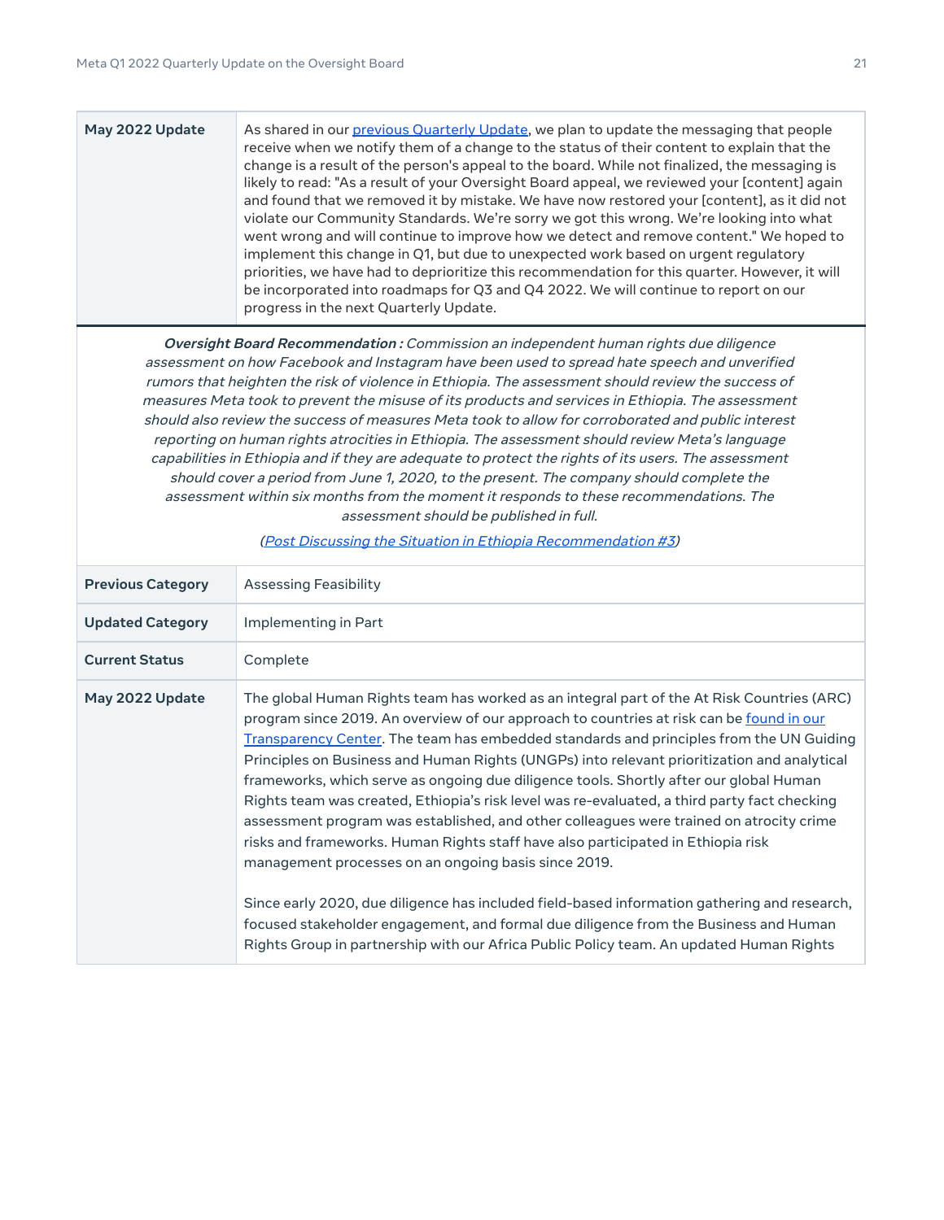| May 2022 Update | As shared in our [previous Quarterly Update](), we plan to update the messaging that people receive when we notify them of a change to the status of their content to explain that the change is a result of the person's appeal to the board. While not finalized, the messaging is likely to read: "As a result of your Oversight Board appeal, we reviewed your [content] again and found that we removed it by mistake. We have now restored your [content], as it did not violate our Community Standards. We're sorry we got this wrong. We're looking into what went wrong and will continue to improve how we detect and remove content." We hoped to implement this change in Q1, but due to unexpected work based on urgent regulatory priorities, we have had to deprioritize this recommendation for this quarter. However, it will be incorporated into roadmaps for Q3 and Q4 2022. We will continue to report on our progress in the next Quarterly Update. |
|---|---|

***Oversight Board Recommendation :*** *Commission an independent human rights due diligence assessment on how Facebook and Instagram have been used to spread hate speech and unverified rumors that heighten the risk of violence in Ethiopia. The assessment should review the success of measures Meta took to prevent the misuse of its products and services in Ethiopia. The assessment should also review the success of measures Meta took to allow for corroborated and public interest reporting on human rights atrocities in Ethiopia. The assessment should review Meta's language capabilities in Ethiopia and if they are adequate to protect the rights of its users. The assessment should cover a period from June 1, 2020, to the present. The company should complete the assessment within six months from the moment it responds to these recommendations. The assessment should be published in full.*

*([Post Discussing the Situation in Ethiopia Recommendation #3]())*

| Previous Category | Assessing Feasibility |
|---|---|
| Updated Category | Implementing in Part |
| Current Status | Complete |
| May 2022 Update | The global Human Rights team has worked as an integral part of the At Risk Countries (ARC) program since 2019. An overview of our approach to countries at risk can be [found in our Transparency Center](). The team has embedded standards and principles from the UN Guiding Principles on Business and Human Rights (UNGPs) into relevant prioritization and analytical frameworks, which serve as ongoing due diligence tools. Shortly after our global Human Rights team was created, Ethiopia's risk level was re-evaluated, a third party fact checking assessment program was established, and other colleagues were trained on atrocity crime risks and frameworks. Human Rights staff have also participated in Ethiopia risk management processes on an ongoing basis since 2019.<br><br>Since early 2020, due diligence has included field-based information gathering and research, focused stakeholder engagement, and formal due diligence from the Business and Human Rights Group in partnership with our Africa Public Policy team. An updated Human Rights |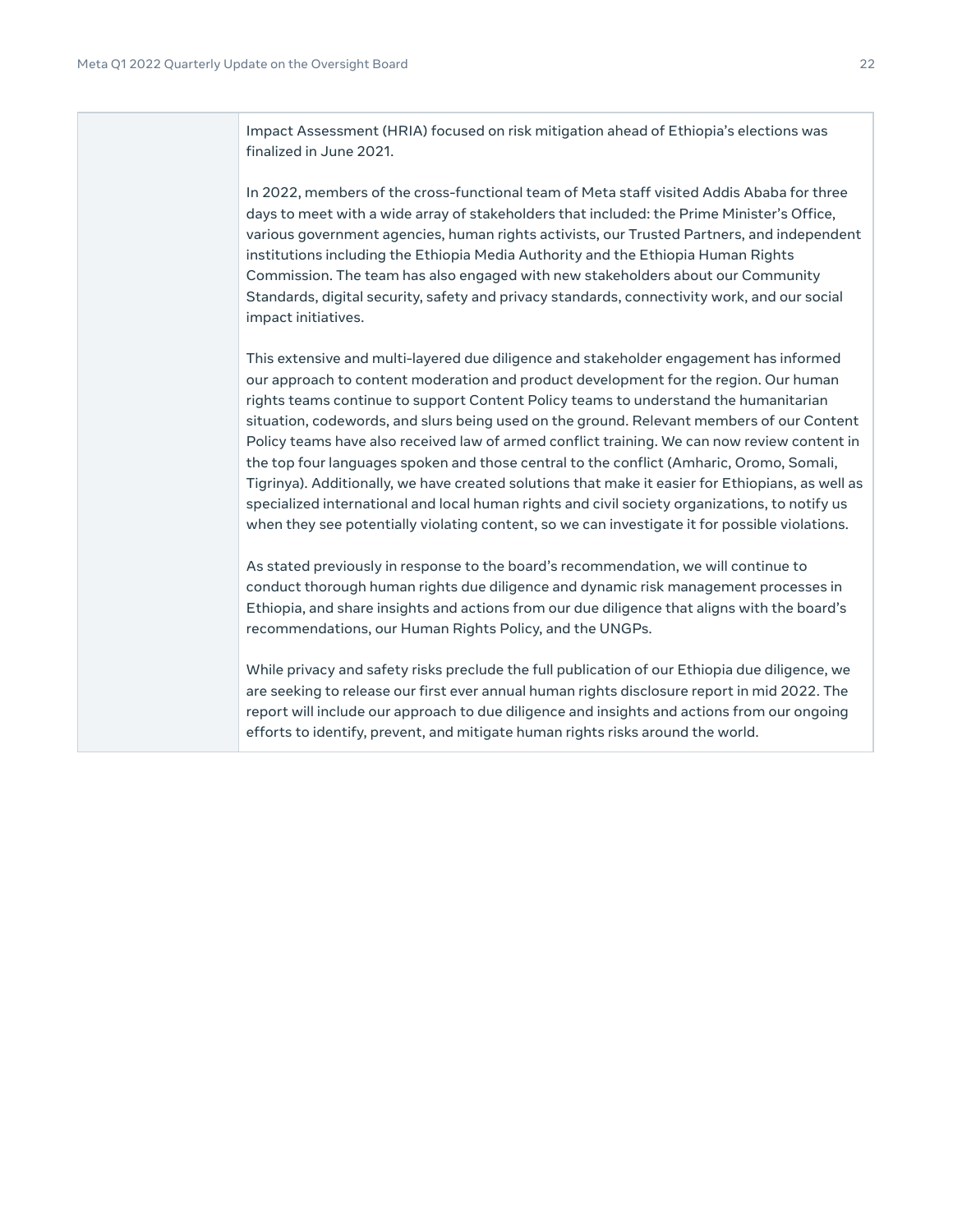| | |
|---|---|
| | Impact Assessment (HRIA) focused on risk mitigation ahead of Ethiopia's elections was finalized in June 2021.<br><br>In 2022, members of the cross-functional team of Meta staff visited Addis Ababa for three days to meet with a wide array of stakeholders that included: the Prime Minister's Office, various government agencies, human rights activists, our Trusted Partners, and independent institutions including the Ethiopia Media Authority and the Ethiopia Human Rights Commission. The team has also engaged with new stakeholders about our Community Standards, digital security, safety and privacy standards, connectivity work, and our social impact initiatives.<br><br>This extensive and multi-layered due diligence and stakeholder engagement has informed our approach to content moderation and product development for the region. Our human rights teams continue to support Content Policy teams to understand the humanitarian situation, codewords, and slurs being used on the ground. Relevant members of our Content Policy teams have also received law of armed conflict training. We can now review content in the top four languages spoken and those central to the conflict (Amharic, Oromo, Somali, Tigrinya). Additionally, we have created solutions that make it easier for Ethiopians, as well as specialized international and local human rights and civil society organizations, to notify us when they see potentially violating content, so we can investigate it for possible violations.<br><br>As stated previously in response to the board's recommendation, we will continue to conduct thorough human rights due diligence and dynamic risk management processes in Ethiopia, and share insights and actions from our due diligence that aligns with the board's recommendations, our Human Rights Policy, and the UNGPs.<br><br>While privacy and safety risks preclude the full publication of our Ethiopia due diligence, we are seeking to release our first ever annual human rights disclosure report in mid 2022. The report will include our approach to due diligence and insights and actions from our ongoing efforts to identify, prevent, and mitigate human rights risks around the world. |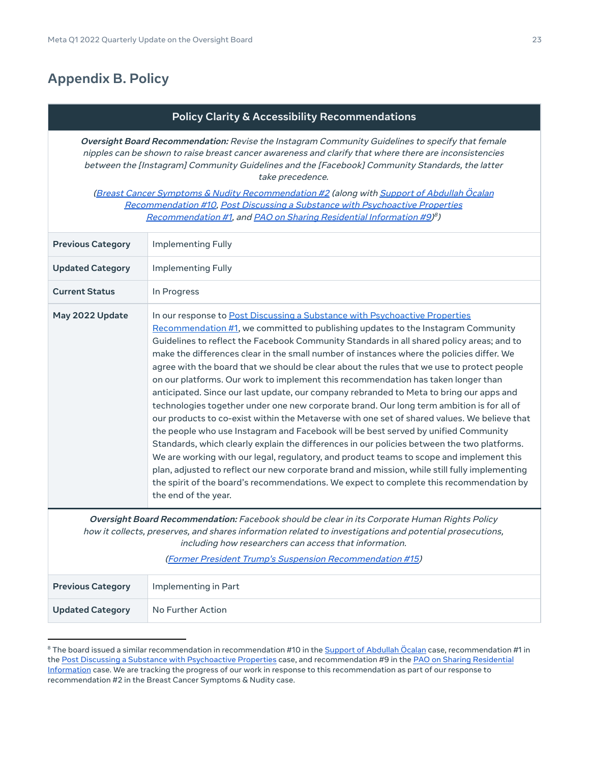## Appendix B. Policy

### Policy Clarity & Accessibility Recommendations

***Oversight Board Recommendation:*** *Revise the Instagram Community Guidelines to specify that female nipples can be shown to raise breast cancer awareness and clarify that where there are inconsistencies between the [Instagram] Community Guidelines and the [Facebook] Community Standards, the latter take precedence.*

*(Breast Cancer Symptoms & Nudity Recommendation #2 (along with Support of Abdullah Öcalan Recommendation #10, Post Discussing a Substance with Psychoactive Properties Recommendation #1, and PAO on Sharing Residential Information #9)[8])*

| | |
|---|---|
| **Previous Category** | Implementing Fully |
| **Updated Category** | Implementing Fully |
| **Current Status** | In Progress |
| **May 2022 Update** | In our response to Post Discussing a Substance with Psychoactive Properties Recommendation #1, we committed to publishing updates to the Instagram Community Guidelines to reflect the Facebook Community Standards in all shared policy areas; and to make the differences clear in the small number of instances where the policies differ. We agree with the board that we should be clear about the rules that we use to protect people on our platforms. Our work to implement this recommendation has taken longer than anticipated. Since our last update, our company rebranded to Meta to bring our apps and technologies together under one new corporate brand. Our long term ambition is for all of our products to co-exist within the Metaverse with one set of shared values. We believe that the people who use Instagram and Facebook will be best served by unified Community Standards, which clearly explain the differences in our policies between the two platforms. We are working with our legal, regulatory, and product teams to scope and implement this plan, adjusted to reflect our new corporate brand and mission, while still fully implementing the spirit of the board's recommendations. We expect to complete this recommendation by the end of the year. |

***Oversight Board Recommendation:*** *Facebook should be clear in its Corporate Human Rights Policy how it collects, preserves, and shares information related to investigations and potential prosecutions, including how researchers can access that information.*

*(Former President Trump's Suspension Recommendation #15)*

| | |
|---|---|
| **Previous Category** | Implementing in Part |
| **Updated Category** | No Further Action |

[8] The board issued a similar recommendation in recommendation #10 in the Support of Abdullah Öcalan case, recommendation #1 in the Post Discussing a Substance with Psychoactive Properties case, and recommendation #9 in the PAO on Sharing Residential Information case. We are tracking the progress of our work in response to this recommendation as part of our response to recommendation #2 in the Breast Cancer Symptoms & Nudity case.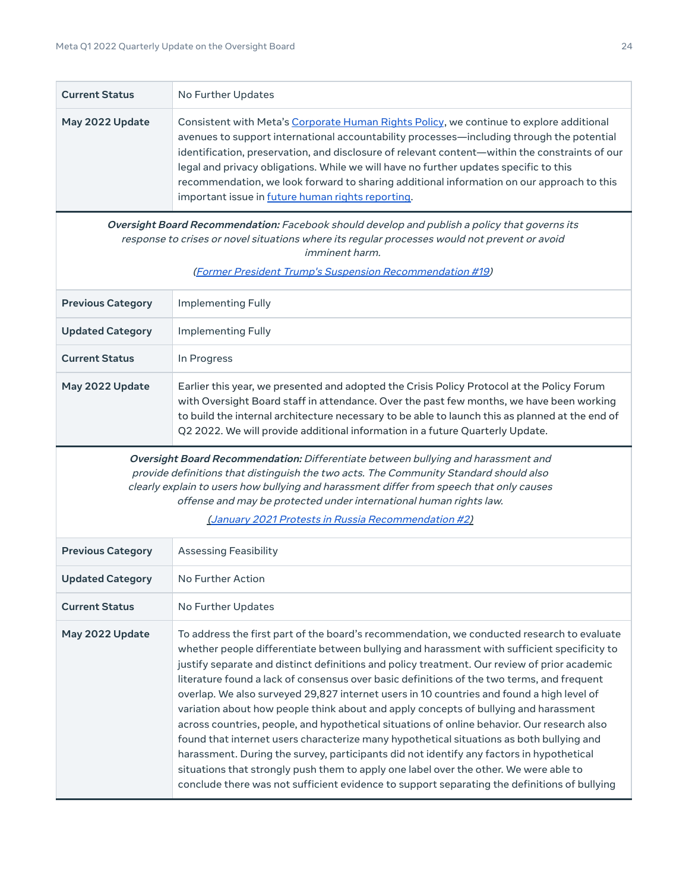| | |
|---|---|
| **Current Status** | No Further Updates |
| **May 2022 Update** | Consistent with Meta's [Corporate Human Rights Policy](), we continue to explore additional avenues to support international accountability processes—including through the potential identification, preservation, and disclosure of relevant content—within the constraints of our legal and privacy obligations. While we will have no further updates specific to this recommendation, we look forward to sharing additional information on our approach to this important issue in [future human rights reporting](). |

***Oversight Board Recommendation:*** *Facebook should develop and publish a policy that governs its response to crises or novel situations where its regular processes would not prevent or avoid imminent harm.*

*([Former President Trump's Suspension Recommendation #19]())*

| | |
|---|---|
| **Previous Category** | Implementing Fully |
| **Updated Category** | Implementing Fully |
| **Current Status** | In Progress |
| **May 2022 Update** | Earlier this year, we presented and adopted the Crisis Policy Protocol at the Policy Forum with Oversight Board staff in attendance. Over the past few months, we have been working to build the internal architecture necessary to be able to launch this as planned at the end of Q2 2022. We will provide additional information in a future Quarterly Update. |

***Oversight Board Recommendation:*** *Differentiate between bullying and harassment and provide definitions that distinguish the two acts. The Community Standard should also clearly explain to users how bullying and harassment differ from speech that only causes offense and may be protected under international human rights law.*

*([January 2021 Protests in Russia Recommendation #2]())*

| | |
|---|---|
| **Previous Category** | Assessing Feasibility |
| **Updated Category** | No Further Action |
| **Current Status** | No Further Updates |
| **May 2022 Update** | To address the first part of the board's recommendation, we conducted research to evaluate whether people differentiate between bullying and harassment with sufficient specificity to justify separate and distinct definitions and policy treatment. Our review of prior academic literature found a lack of consensus over basic definitions of the two terms, and frequent overlap. We also surveyed 29,827 internet users in 10 countries and found a high level of variation about how people think about and apply concepts of bullying and harassment across countries, people, and hypothetical situations of online behavior. Our research also found that internet users characterize many hypothetical situations as both bullying and harassment. During the survey, participants did not identify any factors in hypothetical situations that strongly push them to apply one label over the other. We were able to conclude there was not sufficient evidence to support separating the definitions of bullying |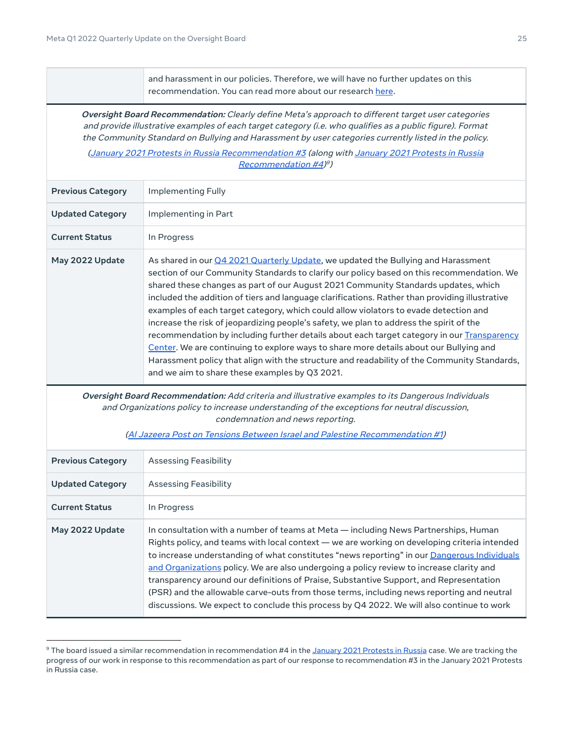| | |
|---|---|
| | and harassment in our policies. Therefore, we will have no further updates on this recommendation. You can read more about our research here. |

***Oversight Board Recommendation:*** *Clearly define Meta's approach to different target user categories and provide illustrative examples of each target category (i.e. who qualifies as a public figure). Format the Community Standard on Bullying and Harassment by user categories currently listed in the policy.*

*(January 2021 Protests in Russia Recommendation #3 (along with January 2021 Protests in Russia Recommendation #4)[9])*

| | |
|---|---|
| **Previous Category** | Implementing Fully |
| **Updated Category** | Implementing in Part |
| **Current Status** | In Progress |
| **May 2022 Update** | As shared in our Q4 2021 Quarterly Update, we updated the Bullying and Harassment section of our Community Standards to clarify our policy based on this recommendation. We shared these changes as part of our August 2021 Community Standards updates, which included the addition of tiers and language clarifications. Rather than providing illustrative examples of each target category, which could allow violators to evade detection and increase the risk of jeopardizing people's safety, we plan to address the spirit of the recommendation by including further details about each target category in our Transparency Center. We are continuing to explore ways to share more details about our Bullying and Harassment policy that align with the structure and readability of the Community Standards, and we aim to share these examples by Q3 2021. |

***Oversight Board Recommendation:*** *Add criteria and illustrative examples to its Dangerous Individuals and Organizations policy to increase understanding of the exceptions for neutral discussion, condemnation and news reporting.*

*(Al Jazeera Post on Tensions Between Israel and Palestine Recommendation #1)*

| | |
|---|---|
| **Previous Category** | Assessing Feasibility |
| **Updated Category** | Assessing Feasibility |
| **Current Status** | In Progress |
| **May 2022 Update** | In consultation with a number of teams at Meta — including News Partnerships, Human Rights policy, and teams with local context — we are working on developing criteria intended to increase understanding of what constitutes "news reporting" in our Dangerous Individuals and Organizations policy. We are also undergoing a policy review to increase clarity and transparency around our definitions of Praise, Substantive Support, and Representation (PSR) and the allowable carve-outs from those terms, including news reporting and neutral discussions. We expect to conclude this process by Q4 2022. We will also continue to work |

[9] The board issued a similar recommendation in recommendation #4 in the January 2021 Protests in Russia case. We are tracking the progress of our work in response to this recommendation as part of our response to recommendation #3 in the January 2021 Protests in Russia case.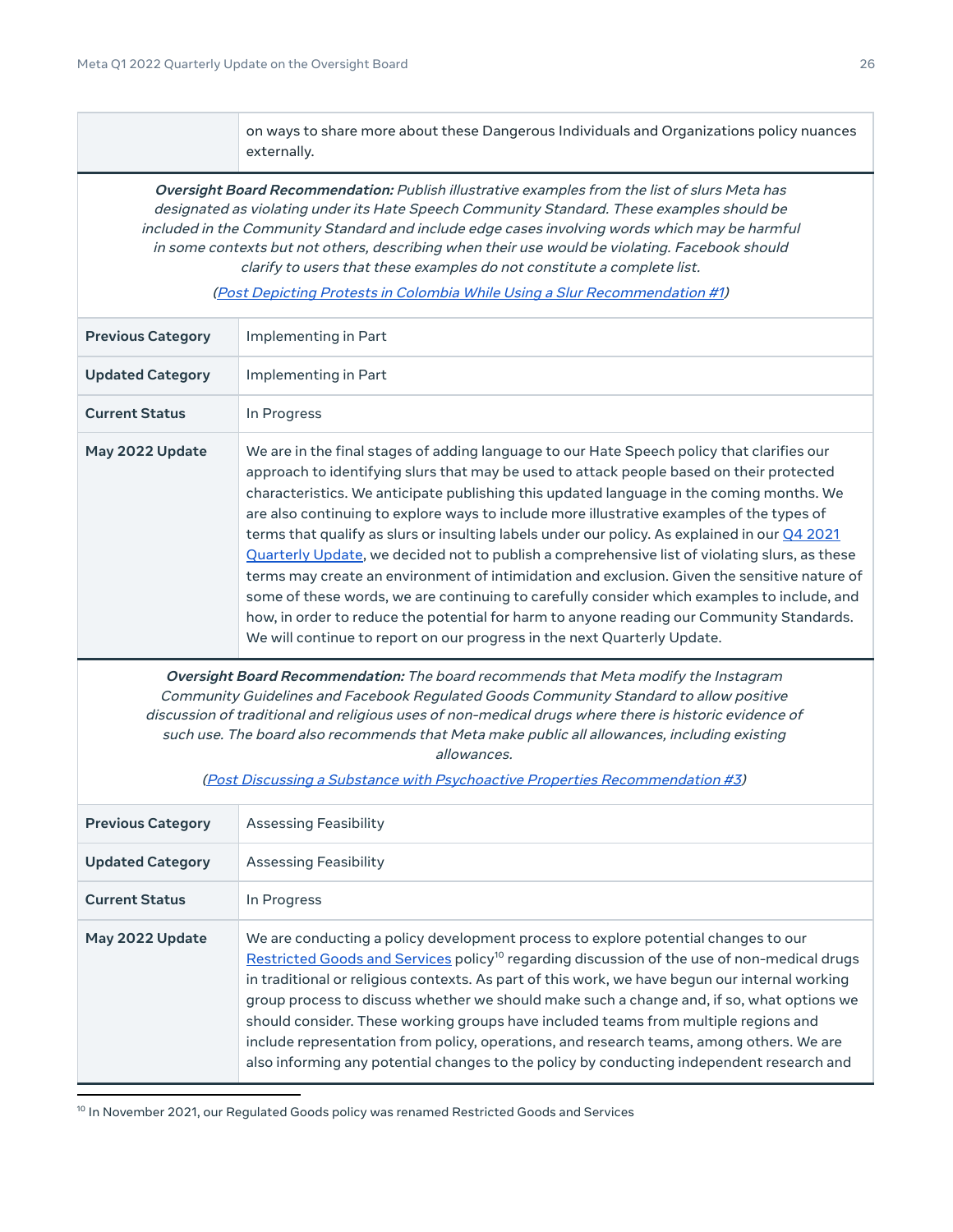| | on ways to share more about these Dangerous Individuals and Organizations policy nuances externally. |
|---|---|

***Oversight Board Recommendation:*** *Publish illustrative examples from the list of slurs Meta has designated as violating under its Hate Speech Community Standard. These examples should be included in the Community Standard and include edge cases involving words which may be harmful in some contexts but not others, describing when their use would be violating. Facebook should clarify to users that these examples do not constitute a complete list.*

*(Post Depicting Protests in Colombia While Using a Slur Recommendation #1)*

| | |
|---|---|
| **Previous Category** | Implementing in Part |
| **Updated Category** | Implementing in Part |
| **Current Status** | In Progress |
| **May 2022 Update** | We are in the final stages of adding language to our Hate Speech policy that clarifies our approach to identifying slurs that may be used to attack people based on their protected characteristics. We anticipate publishing this updated language in the coming months. We are also continuing to explore ways to include more illustrative examples of the types of terms that qualify as slurs or insulting labels under our policy. As explained in our Q4 2021 Quarterly Update, we decided not to publish a comprehensive list of violating slurs, as these terms may create an environment of intimidation and exclusion. Given the sensitive nature of some of these words, we are continuing to carefully consider which examples to include, and how, in order to reduce the potential for harm to anyone reading our Community Standards. We will continue to report on our progress in the next Quarterly Update. |

***Oversight Board Recommendation:*** *The board recommends that Meta modify the Instagram Community Guidelines and Facebook Regulated Goods Community Standard to allow positive discussion of traditional and religious uses of non-medical drugs where there is historic evidence of such use. The board also recommends that Meta make public all allowances, including existing allowances.*

*(Post Discussing a Substance with Psychoactive Properties Recommendation #3)*

| | |
|---|---|
| **Previous Category** | Assessing Feasibility |
| **Updated Category** | Assessing Feasibility |
| **Current Status** | In Progress |
| **May 2022 Update** | We are conducting a policy development process to explore potential changes to our Restricted Goods and Services policy[10] regarding discussion of the use of non-medical drugs in traditional or religious contexts. As part of this work, we have begun our internal working group process to discuss whether we should make such a change and, if so, what options we should consider. These working groups have included teams from multiple regions and include representation from policy, operations, and research teams, among others. We are also informing any potential changes to the policy by conducting independent research and |

[10] In November 2021, our Regulated Goods policy was renamed Restricted Goods and Services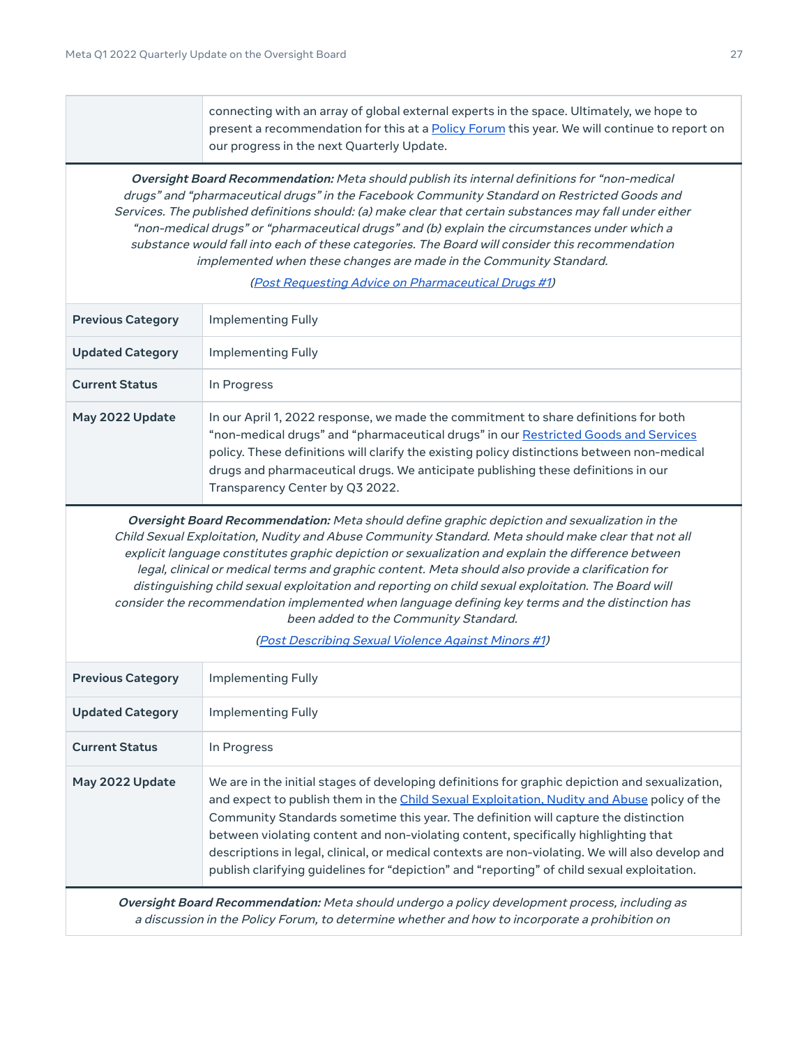| | |
|---|---|
| | connecting with an array of global external experts in the space. Ultimately, we hope to present a recommendation for this at a Policy Forum this year. We will continue to report on our progress in the next Quarterly Update. |

***Oversight Board Recommendation:*** *Meta should publish its internal definitions for "non-medical drugs" and "pharmaceutical drugs" in the Facebook Community Standard on Restricted Goods and Services. The published definitions should: (a) make clear that certain substances may fall under either "non-medical drugs" or "pharmaceutical drugs" and (b) explain the circumstances under which a substance would fall into each of these categories. The Board will consider this recommendation implemented when these changes are made in the Community Standard.*

*(Post Requesting Advice on Pharmaceutical Drugs #1)*

| | |
|---|---|
| **Previous Category** | Implementing Fully |
| **Updated Category** | Implementing Fully |
| **Current Status** | In Progress |
| **May 2022 Update** | In our April 1, 2022 response, we made the commitment to share definitions for both "non-medical drugs" and "pharmaceutical drugs" in our Restricted Goods and Services policy. These definitions will clarify the existing policy distinctions between non-medical drugs and pharmaceutical drugs. We anticipate publishing these definitions in our Transparency Center by Q3 2022. |

***Oversight Board Recommendation:*** *Meta should define graphic depiction and sexualization in the Child Sexual Exploitation, Nudity and Abuse Community Standard. Meta should make clear that not all explicit language constitutes graphic depiction or sexualization and explain the difference between legal, clinical or medical terms and graphic content. Meta should also provide a clarification for distinguishing child sexual exploitation and reporting on child sexual exploitation. The Board will consider the recommendation implemented when language defining key terms and the distinction has been added to the Community Standard.*

*(Post Describing Sexual Violence Against Minors #1)*

| | |
|---|---|
| **Previous Category** | Implementing Fully |
| **Updated Category** | Implementing Fully |
| **Current Status** | In Progress |
| **May 2022 Update** | We are in the initial stages of developing definitions for graphic depiction and sexualization, and expect to publish them in the Child Sexual Exploitation, Nudity and Abuse policy of the Community Standards sometime this year. The definition will capture the distinction between violating content and non-violating content, specifically highlighting that descriptions in legal, clinical, or medical contexts are non-violating. We will also develop and publish clarifying guidelines for "depiction" and "reporting" of child sexual exploitation. |

***Oversight Board Recommendation:*** *Meta should undergo a policy development process, including as a discussion in the Policy Forum, to determine whether and how to incorporate a prohibition on*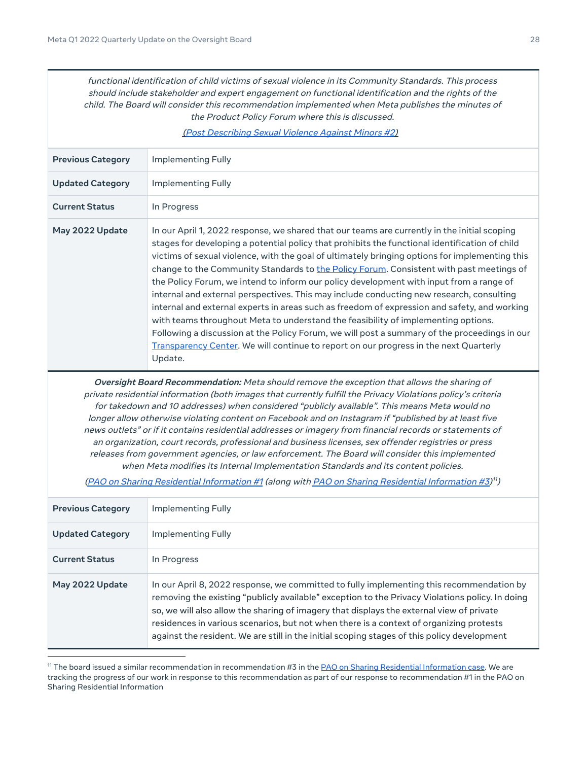*functional identification of child victims of sexual violence in its Community Standards. This process should include stakeholder and expert engagement on functional identification and the rights of the child. The Board will consider this recommendation implemented when Meta publishes the minutes of the Product Policy Forum where this is discussed.*

*(Post Describing Sexual Violence Against Minors #2)*

| | |
|---|---|
| **Previous Category** | Implementing Fully |
| **Updated Category** | Implementing Fully |
| **Current Status** | In Progress |
| **May 2022 Update** | In our April 1, 2022 response, we shared that our teams are currently in the initial scoping stages for developing a potential policy that prohibits the functional identification of child victims of sexual violence, with the goal of ultimately bringing options for implementing this change to the Community Standards to the Policy Forum. Consistent with past meetings of the Policy Forum, we intend to inform our policy development with input from a range of internal and external perspectives. This may include conducting new research, consulting internal and external experts in areas such as freedom of expression and safety, and working with teams throughout Meta to understand the feasibility of implementing options. Following a discussion at the Policy Forum, we will post a summary of the proceedings in our Transparency Center. We will continue to report on our progress in the next Quarterly Update. |

***Oversight Board Recommendation:*** *Meta should remove the exception that allows the sharing of private residential information (both images that currently fulfill the Privacy Violations policy's criteria for takedown and 10 addresses) when considered "publicly available". This means Meta would no longer allow otherwise violating content on Facebook and on Instagram if "published by at least five news outlets" or if it contains residential addresses or imagery from financial records or statements of an organization, court records, professional and business licenses, sex offender registries or press releases from government agencies, or law enforcement. The Board will consider this implemented when Meta modifies its Internal Implementation Standards and its content policies.*

*(PAO on Sharing Residential Information #1 (along with PAO on Sharing Residential Information #3)[11])*

| | |
|---|---|
| **Previous Category** | Implementing Fully |
| **Updated Category** | Implementing Fully |
| **Current Status** | In Progress |
| **May 2022 Update** | In our April 8, 2022 response, we committed to fully implementing this recommendation by removing the existing "publicly available" exception to the Privacy Violations policy. In doing so, we will also allow the sharing of imagery that displays the external view of private residences in various scenarios, but not when there is a context of organizing protests against the resident. We are still in the initial scoping stages of this policy development |

[11] The board issued a similar recommendation in recommendation #3 in the PAO on Sharing Residential Information case. We are tracking the progress of our work in response to this recommendation as part of our response to recommendation #1 in the PAO on Sharing Residential Information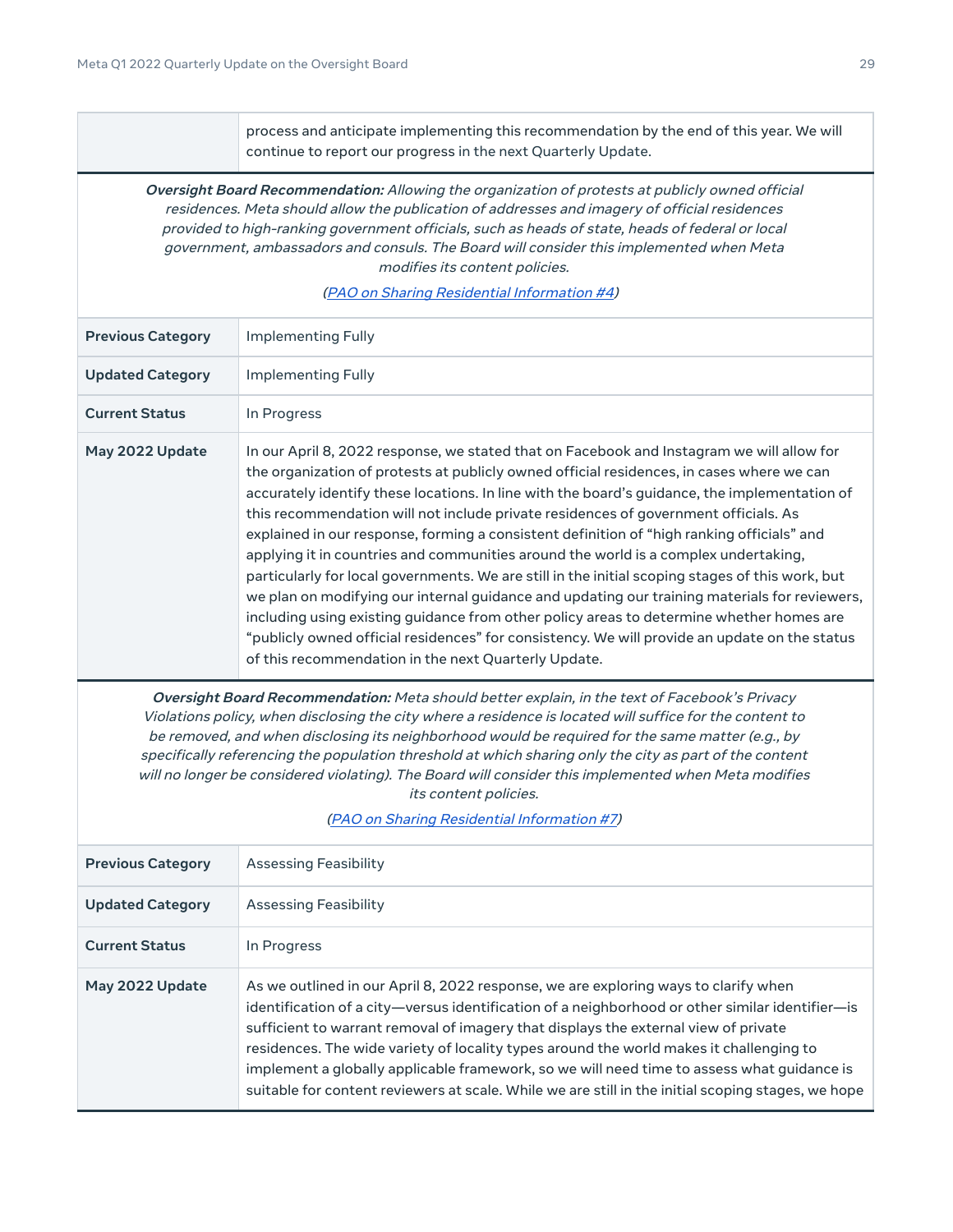| | |
|---|---|
| | process and anticipate implementing this recommendation by the end of this year. We will continue to report our progress in the next Quarterly Update. |

***Oversight Board Recommendation:*** *Allowing the organization of protests at publicly owned official residences. Meta should allow the publication of addresses and imagery of official residences provided to high-ranking government officials, such as heads of state, heads of federal or local government, ambassadors and consuls. The Board will consider this implemented when Meta modifies its content policies.*

*(PAO on Sharing Residential Information #4)*

| | |
|---|---|
| **Previous Category** | Implementing Fully |
| **Updated Category** | Implementing Fully |
| **Current Status** | In Progress |
| **May 2022 Update** | In our April 8, 2022 response, we stated that on Facebook and Instagram we will allow for the organization of protests at publicly owned official residences, in cases where we can accurately identify these locations. In line with the board's guidance, the implementation of this recommendation will not include private residences of government officials. As explained in our response, forming a consistent definition of "high ranking officials" and applying it in countries and communities around the world is a complex undertaking, particularly for local governments. We are still in the initial scoping stages of this work, but we plan on modifying our internal guidance and updating our training materials for reviewers, including using existing guidance from other policy areas to determine whether homes are "publicly owned official residences" for consistency. We will provide an update on the status of this recommendation in the next Quarterly Update. |

***Oversight Board Recommendation:*** *Meta should better explain, in the text of Facebook's Privacy Violations policy, when disclosing the city where a residence is located will suffice for the content to be removed, and when disclosing its neighborhood would be required for the same matter (e.g., by specifically referencing the population threshold at which sharing only the city as part of the content will no longer be considered violating). The Board will consider this implemented when Meta modifies its content policies.*

*(PAO on Sharing Residential Information #7)*

| | |
|---|---|
| **Previous Category** | Assessing Feasibility |
| **Updated Category** | Assessing Feasibility |
| **Current Status** | In Progress |
| **May 2022 Update** | As we outlined in our April 8, 2022 response, we are exploring ways to clarify when identification of a city—versus identification of a neighborhood or other similar identifier—is sufficient to warrant removal of imagery that displays the external view of private residences. The wide variety of locality types around the world makes it challenging to implement a globally applicable framework, so we will need time to assess what guidance is suitable for content reviewers at scale. While we are still in the initial scoping stages, we hope |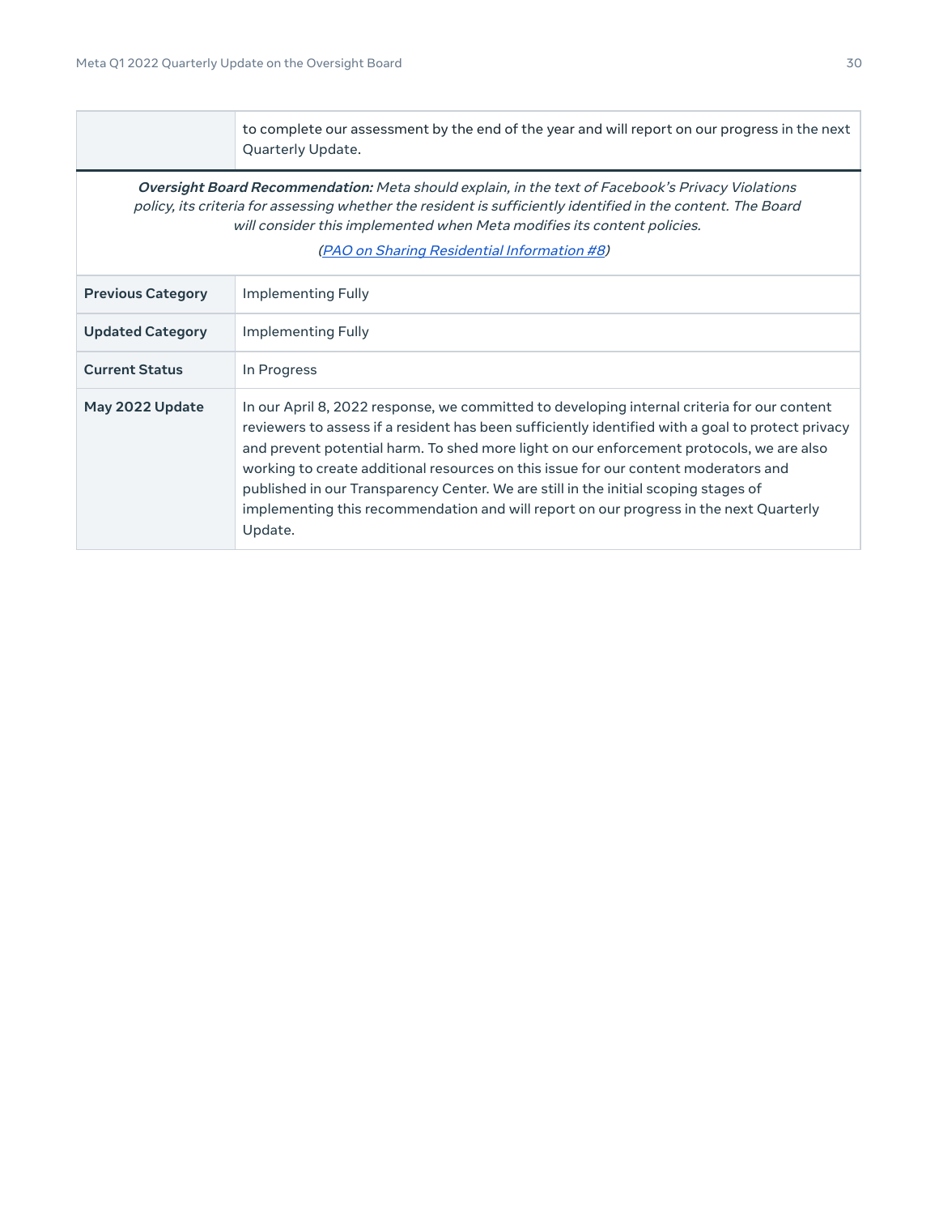| | |
|---|---|
| | to complete our assessment by the end of the year and will report on our progress in the next Quarterly Update. |

***Oversight Board Recommendation:*** *Meta should explain, in the text of Facebook's Privacy Violations policy, its criteria for assessing whether the resident is sufficiently identified in the content. The Board will consider this implemented when Meta modifies its content policies.*

*(PAO on Sharing Residential Information #8)*

| | |
|---|---|
| **Previous Category** | Implementing Fully |
| **Updated Category** | Implementing Fully |
| **Current Status** | In Progress |
| **May 2022 Update** | In our April 8, 2022 response, we committed to developing internal criteria for our content reviewers to assess if a resident has been sufficiently identified with a goal to protect privacy and prevent potential harm. To shed more light on our enforcement protocols, we are also working to create additional resources on this issue for our content moderators and published in our Transparency Center. We are still in the initial scoping stages of implementing this recommendation and will report on our progress in the next Quarterly Update. |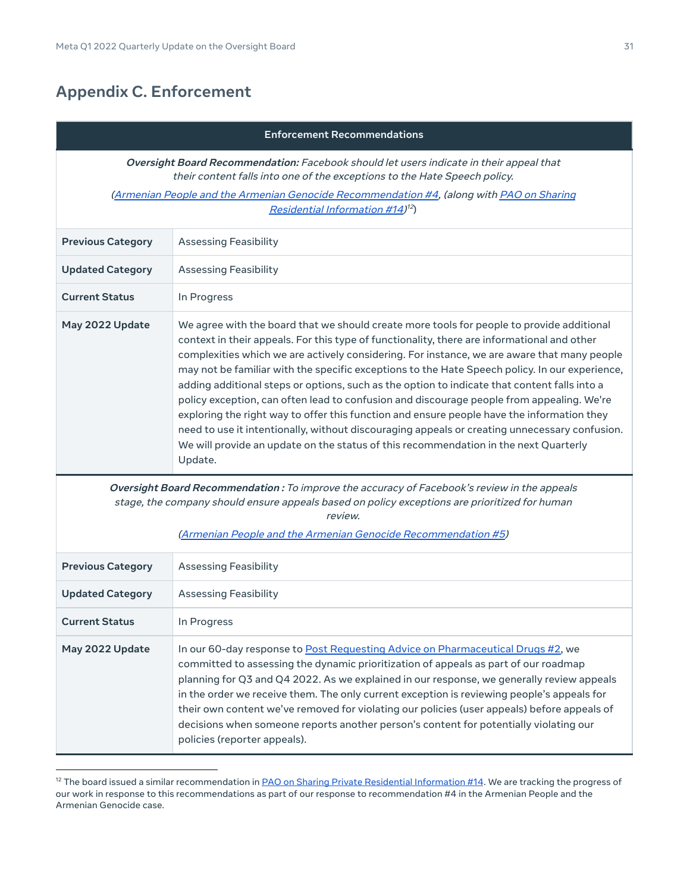## Appendix C. Enforcement

| Enforcement Recommendations | |
|---|---|
| ***Oversight Board Recommendation:*** *Facebook should let users indicate in their appeal that their content falls into one of the exceptions to the Hate Speech policy.* (*Armenian People and the Armenian Genocide Recommendation #4*, *(along with* *PAO on Sharing Residential Information #14*)[12]) | |
| **Previous Category** | Assessing Feasibility |
| **Updated Category** | Assessing Feasibility |
| **Current Status** | In Progress |
| **May 2022 Update** | We agree with the board that we should create more tools for people to provide additional context in their appeals. For this type of functionality, there are informational and other complexities which we are actively considering. For instance, we are aware that many people may not be familiar with the specific exceptions to the Hate Speech policy. In our experience, adding additional steps or options, such as the option to indicate that content falls into a policy exception, can often lead to confusion and discourage people from appealing. We're exploring the right way to offer this function and ensure people have the information they need to use it intentionally, without discouraging appeals or creating unnecessary confusion. We will provide an update on the status of this recommendation in the next Quarterly Update. |
| ***Oversight Board Recommendation :*** *To improve the accuracy of Facebook's review in the appeals stage, the company should ensure appeals based on policy exceptions are prioritized for human review.* (*Armenian People and the Armenian Genocide Recommendation #5*) | |
| **Previous Category** | Assessing Feasibility |
| **Updated Category** | Assessing Feasibility |
| **Current Status** | In Progress |
| **May 2022 Update** | In our 60-day response to Post Requesting Advice on Pharmaceutical Drugs #2, we committed to assessing the dynamic prioritization of appeals as part of our roadmap planning for Q3 and Q4 2022. As we explained in our response, we generally review appeals in the order we receive them. The only current exception is reviewing people's appeals for their own content we've removed for violating our policies (user appeals) before appeals of decisions when someone reports another person's content for potentially violating our policies (reporter appeals). |

[12] The board issued a similar recommendation in PAO on Sharing Private Residential Information #14. We are tracking the progress of our work in response to this recommendations as part of our response to recommendation #4 in the Armenian People and the Armenian Genocide case.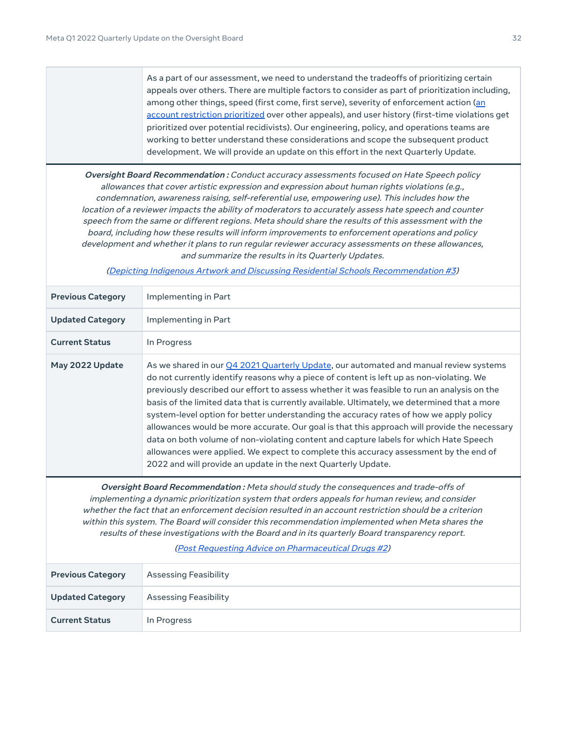| | |
|---|---|
| | As a part of our assessment, we need to understand the tradeoffs of prioritizing certain appeals over others. There are multiple factors to consider as part of prioritization including, among other things, speed (first come, first serve), severity of enforcement action (an account restriction prioritized over other appeals), and user history (first-time violations get prioritized over potential recidivists). Our engineering, policy, and operations teams are working to better understand these considerations and scope the subsequent product development. We will provide an update on this effort in the next Quarterly Update. |

***Oversight Board Recommendation :*** *Conduct accuracy assessments focused on Hate Speech policy allowances that cover artistic expression and expression about human rights violations (e.g., condemnation, awareness raising, self-referential use, empowering use). This includes how the location of a reviewer impacts the ability of moderators to accurately assess hate speech and counter speech from the same or different regions. Meta should share the results of this assessment with the board, including how these results will inform improvements to enforcement operations and policy development and whether it plans to run regular reviewer accuracy assessments on these allowances, and summarize the results in its Quarterly Updates.*

*(Depicting Indigenous Artwork and Discussing Residential Schools Recommendation #3)*

| | |
|---|---|
| **Previous Category** | Implementing in Part |
| **Updated Category** | Implementing in Part |
| **Current Status** | In Progress |
| **May 2022 Update** | As we shared in our Q4 2021 Quarterly Update, our automated and manual review systems do not currently identify reasons why a piece of content is left up as non-violating. We previously described our effort to assess whether it was feasible to run an analysis on the basis of the limited data that is currently available. Ultimately, we determined that a more system-level option for better understanding the accuracy rates of how we apply policy allowances would be more accurate. Our goal is that this approach will provide the necessary data on both volume of non-violating content and capture labels for which Hate Speech allowances were applied. We expect to complete this accuracy assessment by the end of 2022 and will provide an update in the next Quarterly Update. |

***Oversight Board Recommendation :*** *Meta should study the consequences and trade-offs of implementing a dynamic prioritization system that orders appeals for human review, and consider whether the fact that an enforcement decision resulted in an account restriction should be a criterion within this system. The Board will consider this recommendation implemented when Meta shares the results of these investigations with the Board and in its quarterly Board transparency report.*

*(Post Requesting Advice on Pharmaceutical Drugs #2)*

| | |
|---|---|
| **Previous Category** | Assessing Feasibility |
| **Updated Category** | Assessing Feasibility |
| **Current Status** | In Progress |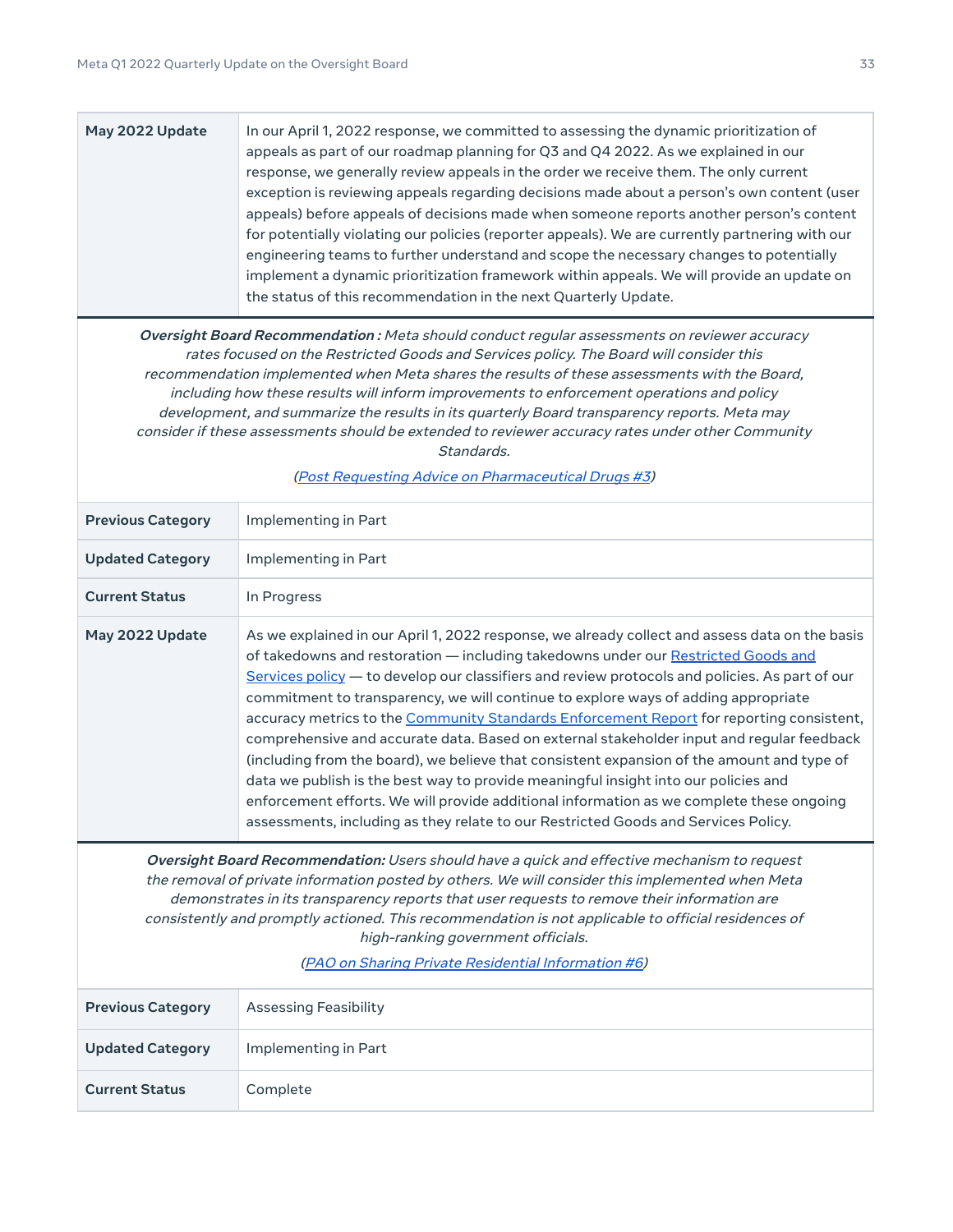| May 2022 Update | In our April 1, 2022 response, we committed to assessing the dynamic prioritization of appeals as part of our roadmap planning for Q3 and Q4 2022. As we explained in our response, we generally review appeals in the order we receive them. The only current exception is reviewing appeals regarding decisions made about a person's own content (user appeals) before appeals of decisions made when someone reports another person's content for potentially violating our policies (reporter appeals). We are currently partnering with our engineering teams to further understand and scope the necessary changes to potentially implement a dynamic prioritization framework within appeals. We will provide an update on the status of this recommendation in the next Quarterly Update. |
|---|---|

***Oversight Board Recommendation :*** *Meta should conduct regular assessments on reviewer accuracy rates focused on the Restricted Goods and Services policy. The Board will consider this recommendation implemented when Meta shares the results of these assessments with the Board, including how these results will inform improvements to enforcement operations and policy development, and summarize the results in its quarterly Board transparency reports. Meta may consider if these assessments should be extended to reviewer accuracy rates under other Community Standards.*

*(Post Requesting Advice on Pharmaceutical Drugs #3)*

| Previous Category | Implementing in Part |
|---|---|
| Updated Category | Implementing in Part |
| Current Status | In Progress |
| May 2022 Update | As we explained in our April 1, 2022 response, we already collect and assess data on the basis of takedowns and restoration — including takedowns under our Restricted Goods and Services policy — to develop our classifiers and review protocols and policies. As part of our commitment to transparency, we will continue to explore ways of adding appropriate accuracy metrics to the Community Standards Enforcement Report for reporting consistent, comprehensive and accurate data. Based on external stakeholder input and regular feedback (including from the board), we believe that consistent expansion of the amount and type of data we publish is the best way to provide meaningful insight into our policies and enforcement efforts. We will provide additional information as we complete these ongoing assessments, including as they relate to our Restricted Goods and Services Policy. |

***Oversight Board Recommendation:*** *Users should have a quick and effective mechanism to request the removal of private information posted by others. We will consider this implemented when Meta demonstrates in its transparency reports that user requests to remove their information are consistently and promptly actioned. This recommendation is not applicable to official residences of high-ranking government officials.*

*(PAO on Sharing Private Residential Information #6)*

| Previous Category | Assessing Feasibility |
|---|---|
| Updated Category | Implementing in Part |
| Current Status | Complete |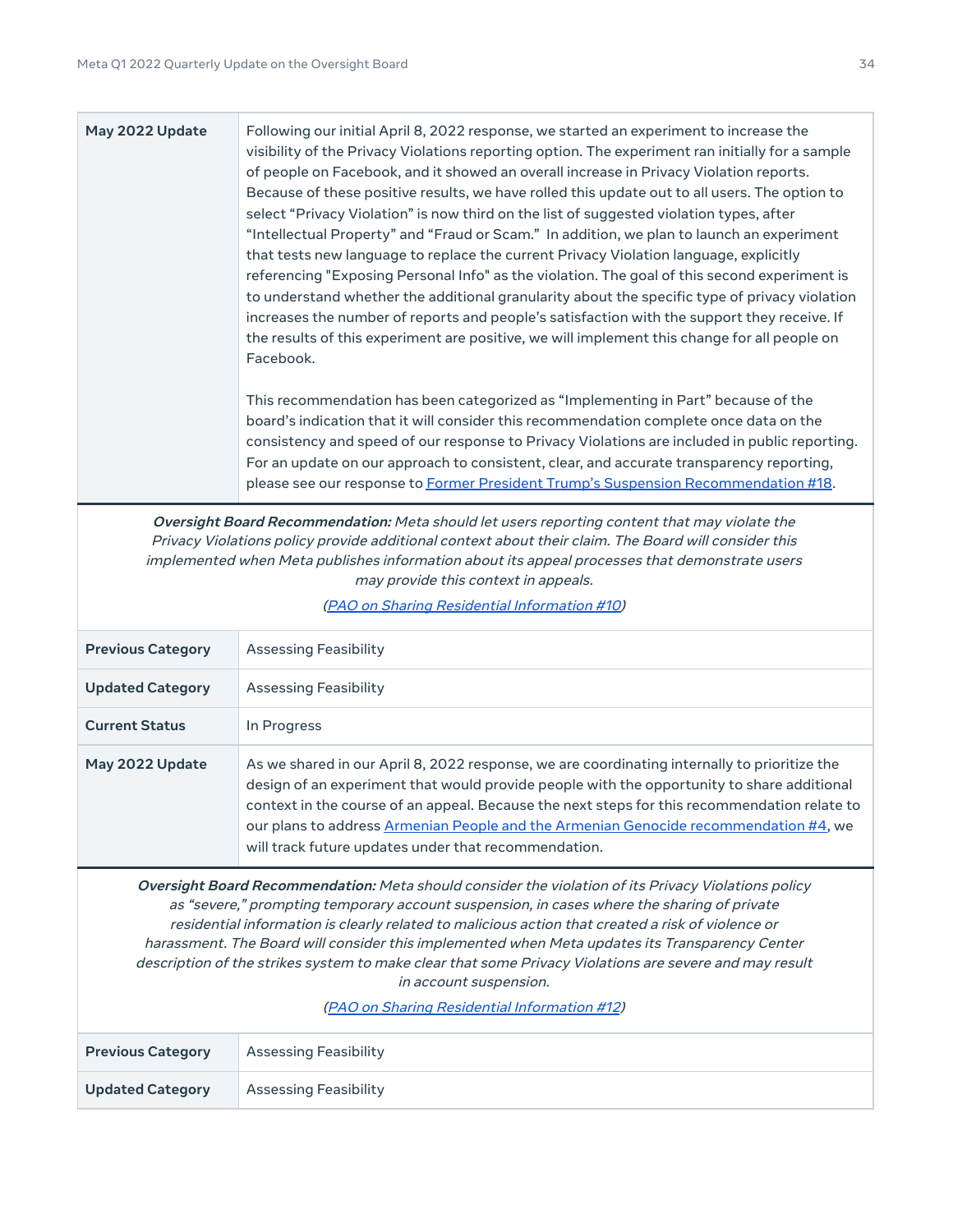| May 2022 Update | Following our initial April 8, 2022 response, we started an experiment to increase the visibility of the Privacy Violations reporting option. The experiment ran initially for a sample of people on Facebook, and it showed an overall increase in Privacy Violation reports. Because of these positive results, we have rolled this update out to all users. The option to select "Privacy Violation" is now third on the list of suggested violation types, after "Intellectual Property" and "Fraud or Scam." In addition, we plan to launch an experiment that tests new language to replace the current Privacy Violation language, explicitly referencing "Exposing Personal Info" as the violation. The goal of this second experiment is to understand whether the additional granularity about the specific type of privacy violation increases the number of reports and people's satisfaction with the support they receive. If the results of this experiment are positive, we will implement this change for all people on Facebook.<br><br>This recommendation has been categorized as "Implementing in Part" because of the board's indication that it will consider this recommendation complete once data on the consistency and speed of our response to Privacy Violations are included in public reporting. For an update on our approach to consistent, clear, and accurate transparency reporting, please see our response to [Former President Trump's Suspension Recommendation #18](). |
|---|---|

*Oversight Board Recommendation:* *Meta should let users reporting content that may violate the Privacy Violations policy provide additional context about their claim. The Board will consider this implemented when Meta publishes information about its appeal processes that demonstrate users may provide this context in appeals.*

*([PAO on Sharing Residential Information #10]())*

| | |
|---|---|
| **Previous Category** | Assessing Feasibility |
| **Updated Category** | Assessing Feasibility |
| **Current Status** | In Progress |
| **May 2022 Update** | As we shared in our April 8, 2022 response, we are coordinating internally to prioritize the design of an experiment that would provide people with the opportunity to share additional context in the course of an appeal. Because the next steps for this recommendation relate to our plans to address [Armenian People and the Armenian Genocide recommendation #4](), we will track future updates under that recommendation. |

*Oversight Board Recommendation:* *Meta should consider the violation of its Privacy Violations policy as "severe," prompting temporary account suspension, in cases where the sharing of private residential information is clearly related to malicious action that created a risk of violence or harassment. The Board will consider this implemented when Meta updates its Transparency Center description of the strikes system to make clear that some Privacy Violations are severe and may result in account suspension.*

*([PAO on Sharing Residential Information #12]())*

| | |
|---|---|
| **Previous Category** | Assessing Feasibility |
| **Updated Category** | Assessing Feasibility |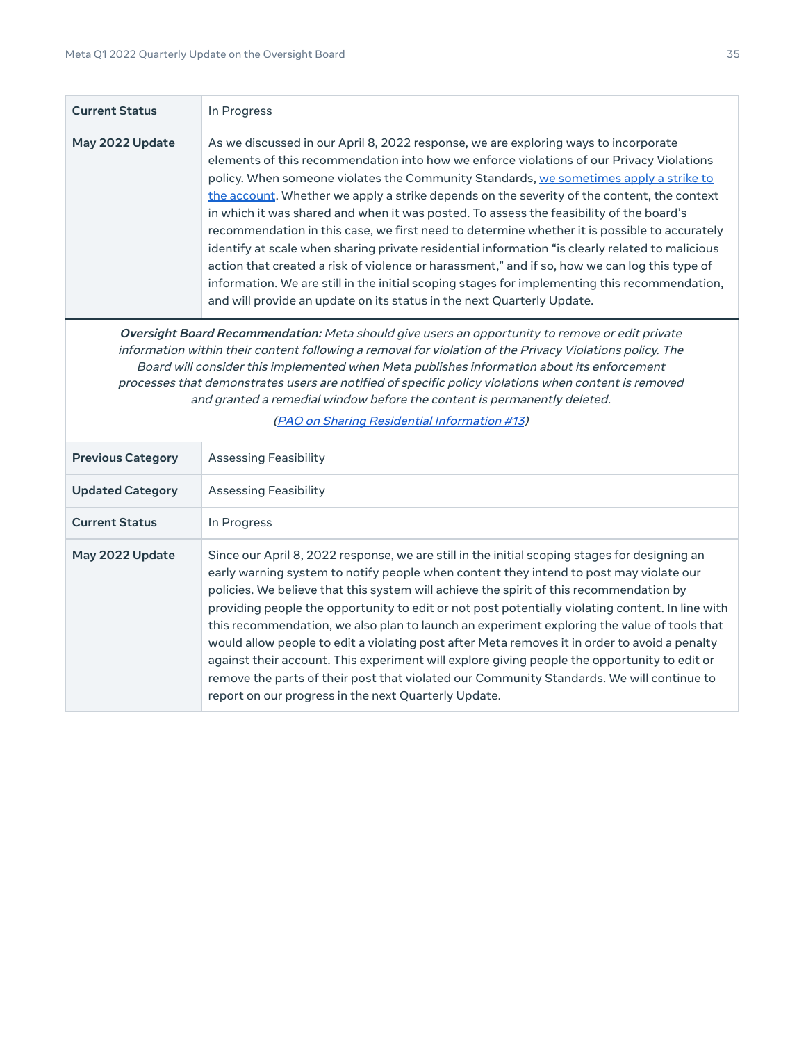| | |
|---|---|
| **Current Status** | In Progress |
| **May 2022 Update** | As we discussed in our April 8, 2022 response, we are exploring ways to incorporate elements of this recommendation into how we enforce violations of our Privacy Violations policy. When someone violates the Community Standards, we sometimes apply a strike to the account. Whether we apply a strike depends on the severity of the content, the context in which it was shared and when it was posted. To assess the feasibility of the board's recommendation in this case, we first need to determine whether it is possible to accurately identify at scale when sharing private residential information "is clearly related to malicious action that created a risk of violence or harassment," and if so, how we can log this type of information. We are still in the initial scoping stages for implementing this recommendation, and will provide an update on its status in the next Quarterly Update. |

***Oversight Board Recommendation:*** *Meta should give users an opportunity to remove or edit private information within their content following a removal for violation of the Privacy Violations policy. The Board will consider this implemented when Meta publishes information about its enforcement processes that demonstrates users are notified of specific policy violations when content is removed and granted a remedial window before the content is permanently deleted.*

*(PAO on Sharing Residential Information #13)*

| | |
|---|---|
| **Previous Category** | Assessing Feasibility |
| **Updated Category** | Assessing Feasibility |
| **Current Status** | In Progress |
| **May 2022 Update** | Since our April 8, 2022 response, we are still in the initial scoping stages for designing an early warning system to notify people when content they intend to post may violate our policies. We believe that this system will achieve the spirit of this recommendation by providing people the opportunity to edit or not post potentially violating content. In line with this recommendation, we also plan to launch an experiment exploring the value of tools that would allow people to edit a violating post after Meta removes it in order to avoid a penalty against their account. This experiment will explore giving people the opportunity to edit or remove the parts of their post that violated our Community Standards. We will continue to report on our progress in the next Quarterly Update. |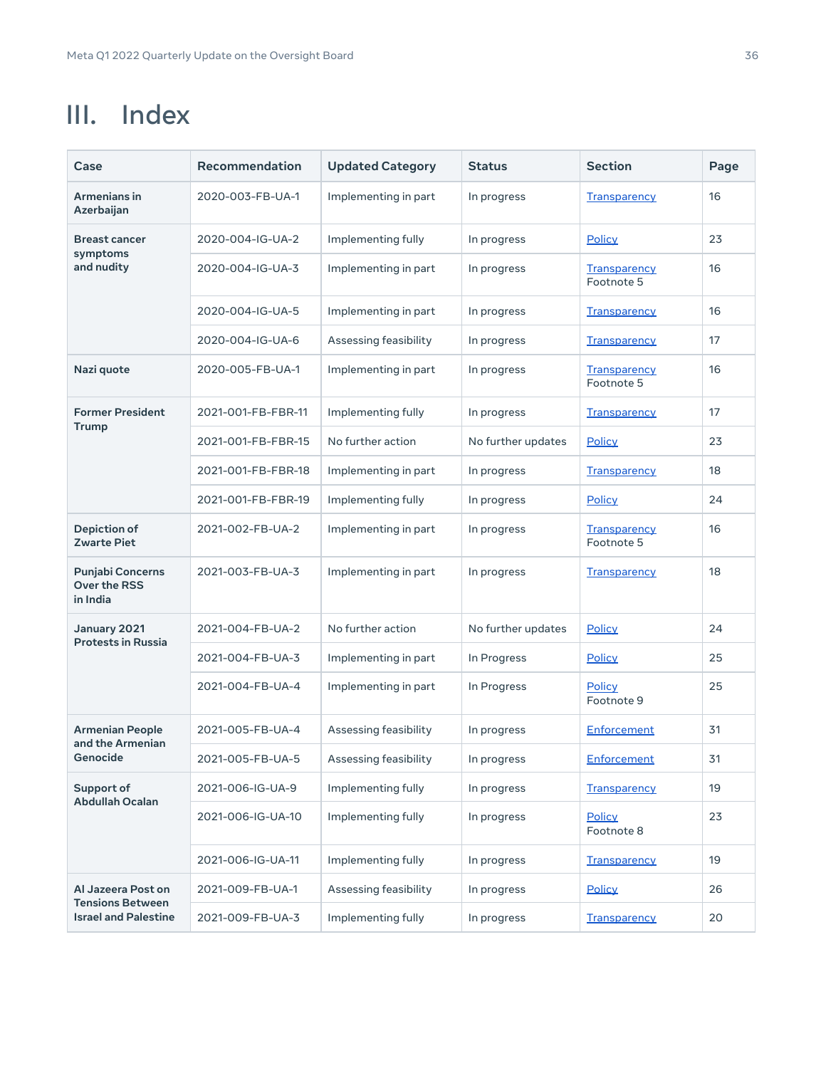# III. Index

| Case | Recommendation | Updated Category | Status | Section | Page |
|---|---|---|---|---|---|
| **Armenians in Azerbaijan** | 2020-003-FB-UA-1 | Implementing in part | In progress | Transparency | 16 |
| **Breast cancer symptoms and nudity** | 2020-004-IG-UA-2 | Implementing fully | In progress | Policy | 23 |
| | 2020-004-IG-UA-3 | Implementing in part | In progress | Transparency Footnote 5 | 16 |
| | 2020-004-IG-UA-5 | Implementing in part | In progress | Transparency | 16 |
| | 2020-004-IG-UA-6 | Assessing feasibility | In progress | Transparency | 17 |
| **Nazi quote** | 2020-005-FB-UA-1 | Implementing in part | In progress | Transparency Footnote 5 | 16 |
| **Former President Trump** | 2021-001-FB-FBR-11 | Implementing fully | In progress | Transparency | 17 |
| | 2021-001-FB-FBR-15 | No further action | No further updates | Policy | 23 |
| | 2021-001-FB-FBR-18 | Implementing in part | In progress | Transparency | 18 |
| | 2021-001-FB-FBR-19 | Implementing fully | In progress | Policy | 24 |
| **Depiction of Zwarte Piet** | 2021-002-FB-UA-2 | Implementing in part | In progress | Transparency Footnote 5 | 16 |
| **Punjabi Concerns Over the RSS in India** | 2021-003-FB-UA-3 | Implementing in part | In progress | Transparency | 18 |
| **January 2021 Protests in Russia** | 2021-004-FB-UA-2 | No further action | No further updates | Policy | 24 |
| | 2021-004-FB-UA-3 | Implementing in part | In Progress | Policy | 25 |
| | 2021-004-FB-UA-4 | Implementing in part | In Progress | Policy Footnote 9 | 25 |
| **Armenian People and the Armenian Genocide** | 2021-005-FB-UA-4 | Assessing feasibility | In progress | Enforcement | 31 |
| | 2021-005-FB-UA-5 | Assessing feasibility | In progress | Enforcement | 31 |
| **Support of Abdullah Ocalan** | 2021-006-IG-UA-9 | Implementing fully | In progress | Transparency | 19 |
| | 2021-006-IG-UA-10 | Implementing fully | In progress | Policy Footnote 8 | 23 |
| | 2021-006-IG-UA-11 | Implementing fully | In progress | Transparency | 19 |
| **Al Jazeera Post on Tensions Between Israel and Palestine** | 2021-009-FB-UA-1 | Assessing feasibility | In progress | Policy | 26 |
| | 2021-009-FB-UA-3 | Implementing fully | In progress | Transparency | 20 |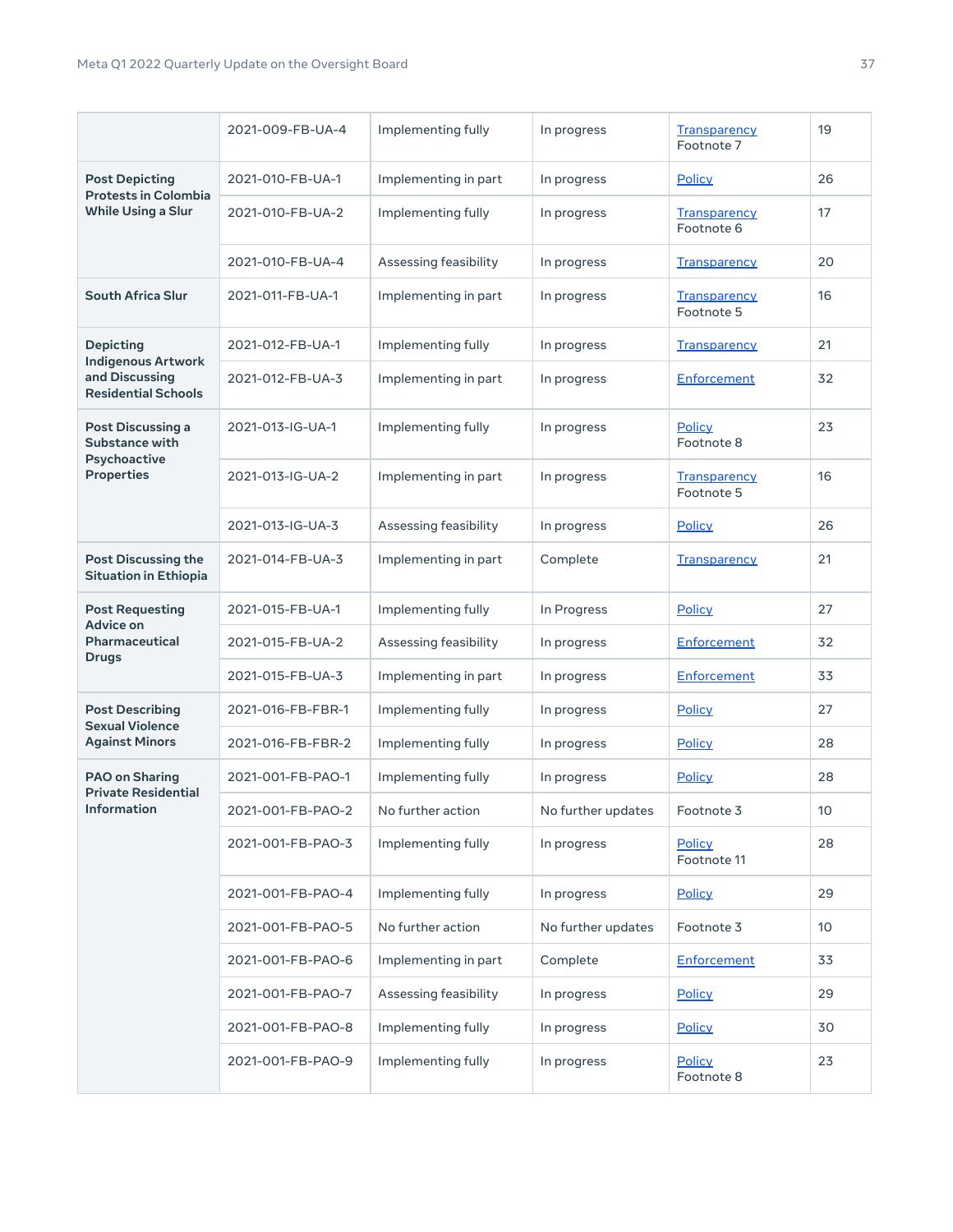| | | | | | |
|---|---|---|---|---|---|
| | 2021-009-FB-UA-4 | Implementing fully | In progress | Transparency Footnote 7 | 19 |
| **Post Depicting Protests in Colombia While Using a Slur** | 2021-010-FB-UA-1 | Implementing in part | In progress | Policy | 26 |
| | 2021-010-FB-UA-2 | Implementing fully | In progress | Transparency Footnote 6 | 17 |
| | 2021-010-FB-UA-4 | Assessing feasibility | In progress | Transparency | 20 |
| **South Africa Slur** | 2021-011-FB-UA-1 | Implementing in part | In progress | Transparency Footnote 5 | 16 |
| **Depicting Indigenous Artwork and Discussing Residential Schools** | 2021-012-FB-UA-1 | Implementing fully | In progress | Transparency | 21 |
| | 2021-012-FB-UA-3 | Implementing in part | In progress | Enforcement | 32 |
| **Post Discussing a Substance with Psychoactive Properties** | 2021-013-IG-UA-1 | Implementing fully | In progress | Policy Footnote 8 | 23 |
| | 2021-013-IG-UA-2 | Implementing in part | In progress | Transparency Footnote 5 | 16 |
| | 2021-013-IG-UA-3 | Assessing feasibility | In progress | Policy | 26 |
| **Post Discussing the Situation in Ethiopia** | 2021-014-FB-UA-3 | Implementing in part | Complete | Transparency | 21 |
| **Post Requesting Advice on Pharmaceutical Drugs** | 2021-015-FB-UA-1 | Implementing fully | In Progress | Policy | 27 |
| | 2021-015-FB-UA-2 | Assessing feasibility | In progress | Enforcement | 32 |
| | 2021-015-FB-UA-3 | Implementing in part | In progress | Enforcement | 33 |
| **Post Describing Sexual Violence Against Minors** | 2021-016-FB-FBR-1 | Implementing fully | In progress | Policy | 27 |
| | 2021-016-FB-FBR-2 | Implementing fully | In progress | Policy | 28 |
| **PAO on Sharing Private Residential Information** | 2021-001-FB-PAO-1 | Implementing fully | In progress | Policy | 28 |
| | 2021-001-FB-PAO-2 | No further action | No further updates | Footnote 3 | 10 |
| | 2021-001-FB-PAO-3 | Implementing fully | In progress | Policy Footnote 11 | 28 |
| | 2021-001-FB-PAO-4 | Implementing fully | In progress | Policy | 29 |
| | 2021-001-FB-PAO-5 | No further action | No further updates | Footnote 3 | 10 |
| | 2021-001-FB-PAO-6 | Implementing in part | Complete | Enforcement | 33 |
| | 2021-001-FB-PAO-7 | Assessing feasibility | In progress | Policy | 29 |
| | 2021-001-FB-PAO-8 | Implementing fully | In progress | Policy | 30 |
| | 2021-001-FB-PAO-9 | Implementing fully | In progress | Policy Footnote 8 | 23 |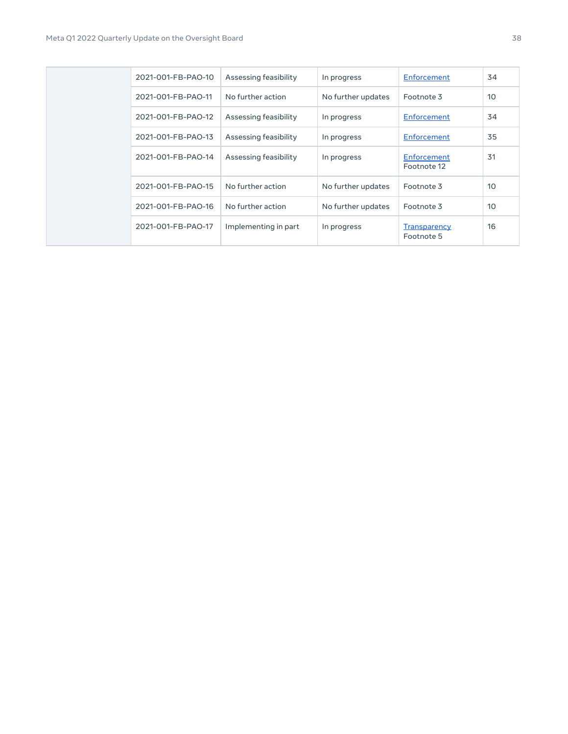| | | | | | |
|---|---|---|---|---|---|
| | 2021-001-FB-PAO-10 | Assessing feasibility | In progress | Enforcement | 34 |
| | 2021-001-FB-PAO-11 | No further action | No further updates | Footnote 3 | 10 |
| | 2021-001-FB-PAO-12 | Assessing feasibility | In progress | Enforcement | 34 |
| | 2021-001-FB-PAO-13 | Assessing feasibility | In progress | Enforcement | 35 |
| | 2021-001-FB-PAO-14 | Assessing feasibility | In progress | Enforcement Footnote 12 | 31 |
| | 2021-001-FB-PAO-15 | No further action | No further updates | Footnote 3 | 10 |
| | 2021-001-FB-PAO-16 | No further action | No further updates | Footnote 3 | 10 |
| | 2021-001-FB-PAO-17 | Implementing in part | In progress | Transparency Footnote 5 | 16 |